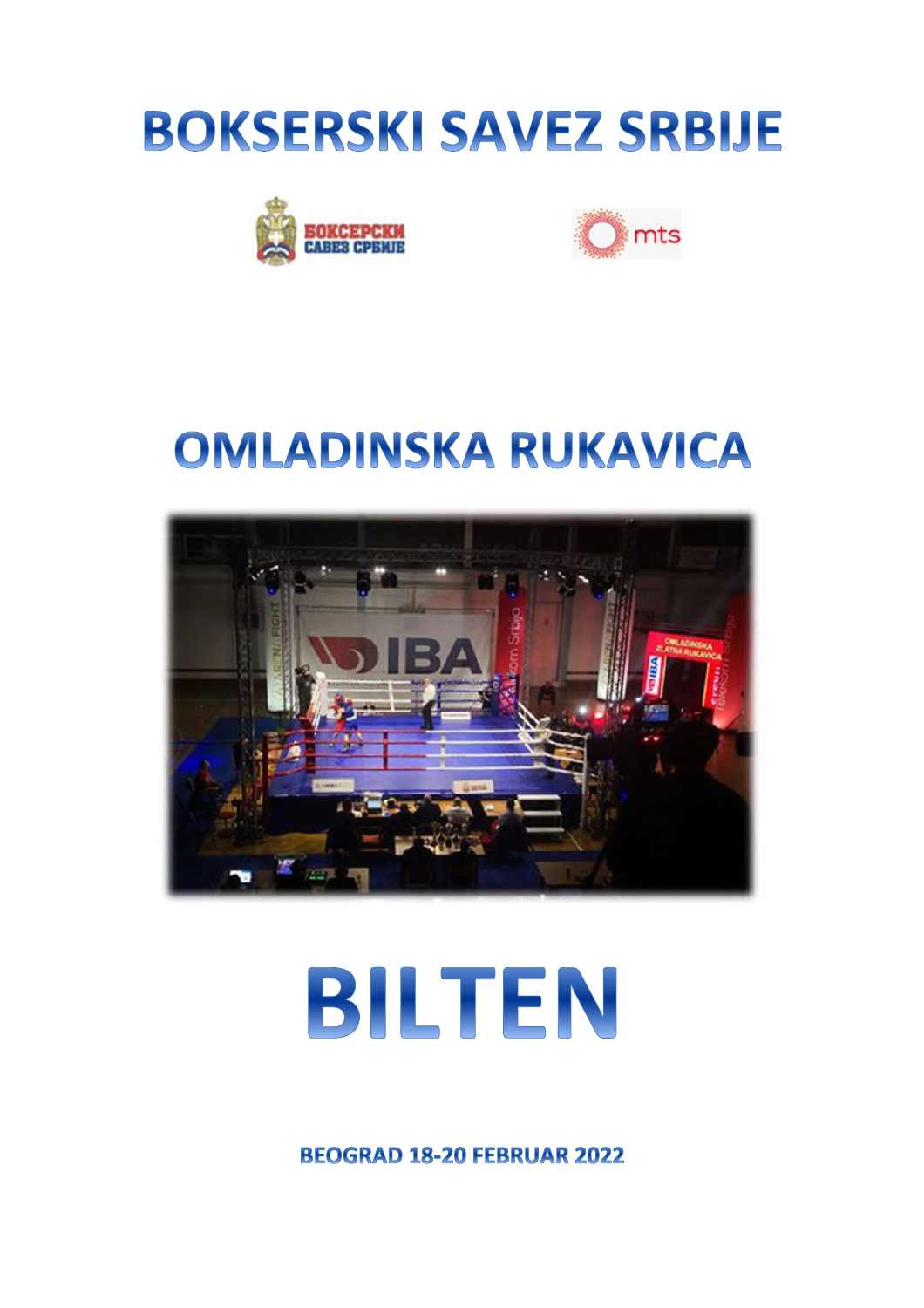# BOKSERSKI SAVEZ SRBIJE

# OMLADINSKA RUKAVICA

# BILTEN

**BEOGRAD 18-20 FEBRUAR 2022**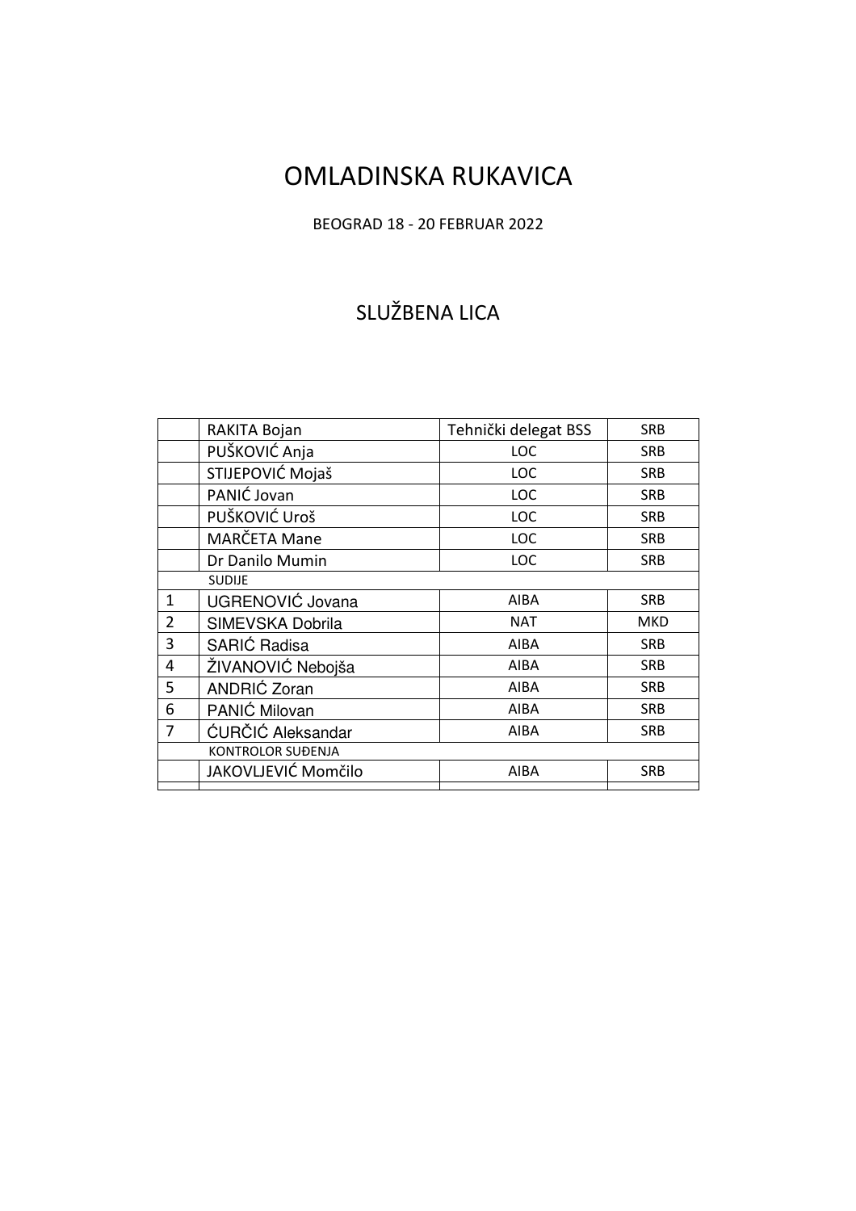# OMLADINSKA RUKAVICA

BEOGRAD 18 - 20 FEBRUAR 2022

## SLUŽBENA LICA

| | | | |
|---|---|---|---|
| | RAKITA Bojan | Tehnički delegat BSS | SRB |
| | PUŠKOVIĆ Anja | LOC | SRB |
| | STIJEPOVIĆ Mojaš | LOC | SRB |
| | PANIĆ Jovan | LOC | SRB |
| | PUŠKOVIĆ Uroš | LOC | SRB |
| | MARČETA Mane | LOC | SRB |
| | Dr Danilo Mumin | LOC | SRB |
| | SUDIJE | | |
| 1 | UGRENOVIĆ Jovana | AIBA | SRB |
| 2 | SIMEVSKA Dobrila | NAT | MKD |
| 3 | SARIĆ Radisa | AIBA | SRB |
| 4 | ŽIVANOVIĆ Nebojša | AIBA | SRB |
| 5 | ANDRIĆ Zoran | AIBA | SRB |
| 6 | PANIĆ Milovan | AIBA | SRB |
| 7 | ĆURČIĆ Aleksandar | AIBA | SRB |
| | KONTROLOR SUĐENJA | | |
| | JAKOVLJEVIĆ Momčilo | AIBA | SRB |
| | | | |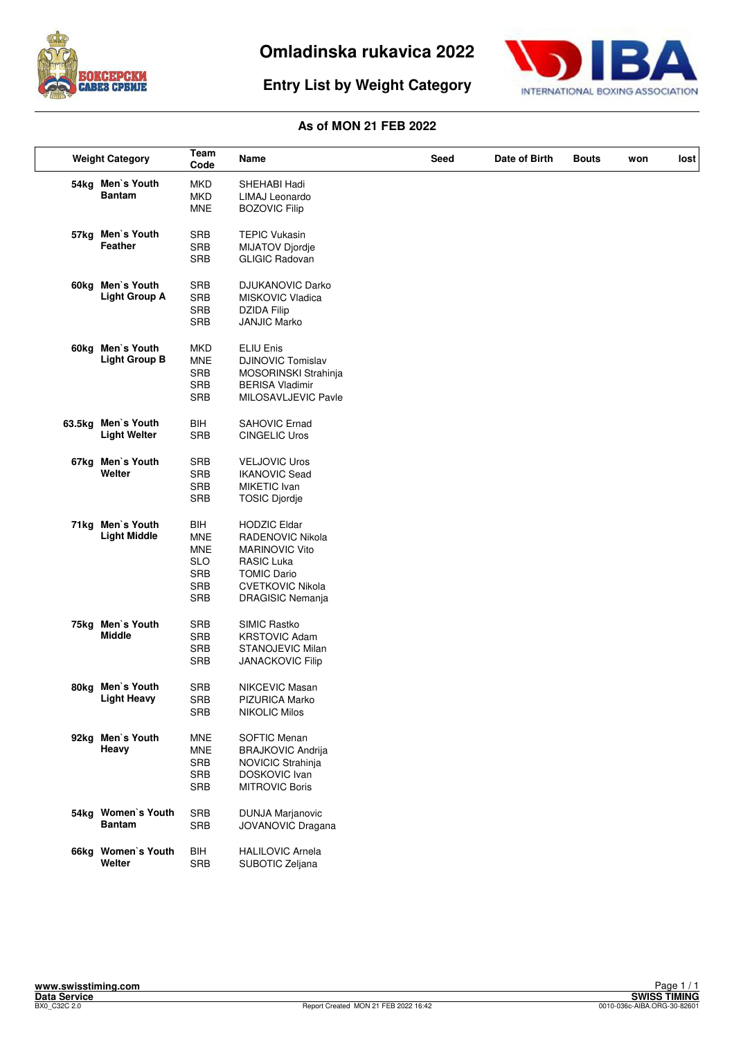# Omladinska rukavica 2022

## Entry List by Weight Category

**As of MON 21 FEB 2022**

| Weight Category | Team Code | Name | Seed | Date of Birth | Bouts | won | lost |
|---|---|---|---|---|---|---|---|
| **54kg Men`s Youth Bantam** | MKD | SHEHABI Hadi | | | | | |
| | MKD | LIMAJ Leonardo | | | | | |
| | MNE | BOZOVIC Filip | | | | | |
| **57kg Men`s Youth Feather** | SRB | TEPIC Vukasin | | | | | |
| | SRB | MIJATOV Djordje | | | | | |
| | SRB | GLIGIC Radovan | | | | | |
| **60kg Men`s Youth Light Group A** | SRB | DJUKANOVIC Darko | | | | | |
| | SRB | MISKOVIC Vladica | | | | | |
| | SRB | DZIDA Filip | | | | | |
| | SRB | JANJIC Marko | | | | | |
| **60kg Men`s Youth Light Group B** | MKD | ELIU Enis | | | | | |
| | MNE | DJINOVIC Tomislav | | | | | |
| | SRB | MOSORINSKI Strahinja | | | | | |
| | SRB | BERISA Vladimir | | | | | |
| | SRB | MILOSAVLJEVIC Pavle | | | | | |
| **63.5kg Men`s Youth Light Welter** | BIH | SAHOVIC Ernad | | | | | |
| | SRB | CINGELIC Uros | | | | | |
| **67kg Men`s Youth Welter** | SRB | VELJOVIC Uros | | | | | |
| | SRB | IKANOVIC Sead | | | | | |
| | SRB | MIKETIC Ivan | | | | | |
| | SRB | TOSIC Djordje | | | | | |
| **71kg Men`s Youth Light Middle** | BIH | HODZIC Eldar | | | | | |
| | MNE | RADENOVIC Nikola | | | | | |
| | MNE | MARINOVIC Vito | | | | | |
| | SLO | RASIC Luka | | | | | |
| | SRB | TOMIC Dario | | | | | |
| | SRB | CVETKOVIC Nikola | | | | | |
| | SRB | DRAGISIC Nemanja | | | | | |
| **75kg Men`s Youth Middle** | SRB | SIMIC Rastko | | | | | |
| | SRB | KRSTOVIC Adam | | | | | |
| | SRB | STANOJEVIC Milan | | | | | |
| | SRB | JANACKOVIC Filip | | | | | |
| **80kg Men`s Youth Light Heavy** | SRB | NIKCEVIC Masan | | | | | |
| | SRB | PIZURICA Marko | | | | | |
| | SRB | NIKOLIC Milos | | | | | |
| **92kg Men`s Youth Heavy** | MNE | SOFTIC Menan | | | | | |
| | MNE | BRAJKOVIC Andrija | | | | | |
| | SRB | NOVICIC Strahinja | | | | | |
| | SRB | DOSKOVIC Ivan | | | | | |
| | SRB | MITROVIC Boris | | | | | |
| **54kg Women`s Youth Bantam** | SRB | DUNJA Marjanovic | | | | | |
| | SRB | JOVANOVIC Dragana | | | | | |
| **66kg Women`s Youth Welter** | BIH | HALILOVIC Arnela | | | | | |
| | SRB | SUBOTIC Zeljana | | | | | |

www.swisstiming.com
Data Service
BX0_C32C 2.0

Report Created MON 21 FEB 2022 16:42

SWISS TIMING
0010-036c-AIBA.ORG-30-82601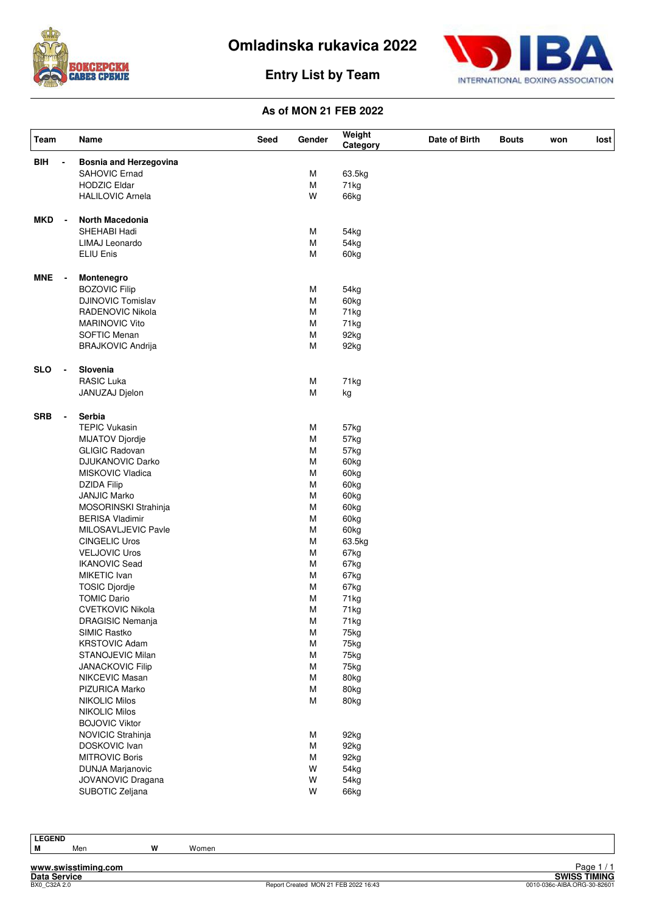# Omladinska rukavica 2022

## Entry List by Team

### As of MON 21 FEB 2022

| Team | | Name | Seed | Gender | Weight Category | Date of Birth | Bouts | won | lost |
|---|---|---|---|---|---|---|---|---|---|
| **BIH** | **-** | **Bosnia and Herzegovina** | | | | | | | |
| | | SAHOVIC Ernad | | M | 63.5kg | | | | |
| | | HODZIC Eldar | | M | 71kg | | | | |
| | | HALILOVIC Arnela | | W | 66kg | | | | |
| **MKD** | **-** | **North Macedonia** | | | | | | | |
| | | SHEHABI Hadi | | M | 54kg | | | | |
| | | LIMAJ Leonardo | | M | 54kg | | | | |
| | | ELIU Enis | | M | 60kg | | | | |
| **MNE** | **-** | **Montenegro** | | | | | | | |
| | | BOZOVIC Filip | | M | 54kg | | | | |
| | | DJINOVIC Tomislav | | M | 60kg | | | | |
| | | RADENOVIC Nikola | | M | 71kg | | | | |
| | | MARINOVIC Vito | | M | 71kg | | | | |
| | | SOFTIC Menan | | M | 92kg | | | | |
| | | BRAJKOVIC Andrija | | M | 92kg | | | | |
| **SLO** | **-** | **Slovenia** | | | | | | | |
| | | RASIC Luka | | M | 71kg | | | | |
| | | JANUZAJ Djelon | | M | kg | | | | |
| **SRB** | **-** | **Serbia** | | | | | | | |
| | | TEPIC Vukasin | | M | 57kg | | | | |
| | | MIJATOV Djordje | | M | 57kg | | | | |
| | | GLIGIC Radovan | | M | 57kg | | | | |
| | | DJUKANOVIC Darko | | M | 60kg | | | | |
| | | MISKOVIC Vladica | | M | 60kg | | | | |
| | | DZIDA Filip | | M | 60kg | | | | |
| | | JANJIC Marko | | M | 60kg | | | | |
| | | MOSORINSKI Strahinja | | M | 60kg | | | | |
| | | BERISA Vladimir | | M | 60kg | | | | |
| | | MILOSAVLJEVIC Pavle | | M | 60kg | | | | |
| | | CINGELIC Uros | | M | 63.5kg | | | | |
| | | VELJOVIC Uros | | M | 67kg | | | | |
| | | IKANOVIC Sead | | M | 67kg | | | | |
| | | MIKETIC Ivan | | M | 67kg | | | | |
| | | TOSIC Djordje | | M | 67kg | | | | |
| | | TOMIC Dario | | M | 71kg | | | | |
| | | CVETKOVIC Nikola | | M | 71kg | | | | |
| | | DRAGISIC Nemanja | | M | 71kg | | | | |
| | | SIMIC Rastko | | M | 75kg | | | | |
| | | KRSTOVIC Adam | | M | 75kg | | | | |
| | | STANOJEVIC Milan | | M | 75kg | | | | |
| | | JANACKOVIC Filip | | M | 75kg | | | | |
| | | NIKCEVIC Masan | | M | 80kg | | | | |
| | | PIZURICA Marko | | M | 80kg | | | | |
| | | NIKOLIC Milos | | M | 80kg | | | | |
| | | NIKOLIC Milos | | | | | | | |
| | | BOJOVIC Viktor | | | | | | | |
| | | NOVICIC Strahinja | | M | 92kg | | | | |
| | | DOSKOVIC Ivan | | M | 92kg | | | | |
| | | MITROVIC Boris | | M | 92kg | | | | |
| | | DUNJA Marjanovic | | W | 54kg | | | | |
| | | JOVANOVIC Dragana | | W | 54kg | | | | |
| | | SUBOTIC Zeljana | | W | 66kg | | | | |

| LEGEND | | | |
|---|---|---|---|
| **M** | Men | **W** | Women |

www.swisstiming.com

Data Service

BX0_C32A 2.0

Report Created MON 21 FEB 2022 16:43

SWISS TIMING

0010-036c-AIBA.ORG-30-82601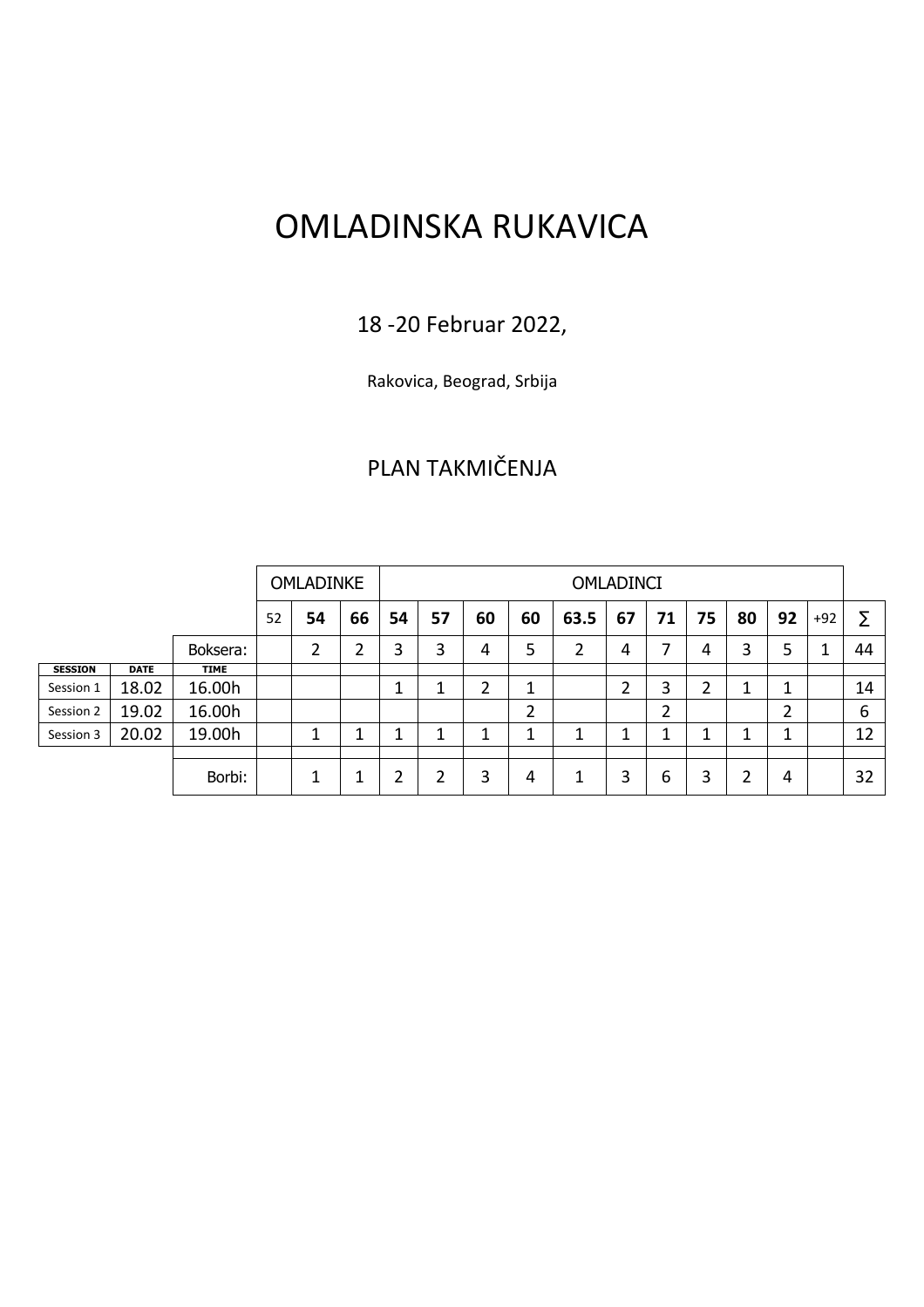# OMLADINSKA RUKAVICA

18 -20 Februar 2022,

Rakovica, Beograd, Srbija

## PLAN TAKMIČENJA

| | | | OMLADINKE | | | OMLADINCI | | | | | | | | | | | |
|---|---|---|---|---|---|---|---|---|---|---|---|---|---|---|---|---|---|
| | | | 52 | **54** | **66** | **54** | **57** | **60** | **60** | **63.5** | **67** | **71** | **75** | **80** | **92** | +92 | ∑ |
| | | Boksera: | | 2 | 2 | 3 | 3 | 4 | 5 | 2 | 4 | 7 | 4 | 3 | 5 | 1 | 44 |
| **SESSION** | **DATE** | **TIME** | | | | | | | | | | | | | | | |
| Session 1 | 18.02 | 16.00h | | | | 1 | 1 | 2 | 1 | | 2 | 3 | 2 | 1 | 1 | | 14 |
| Session 2 | 19.02 | 16.00h | | | | | | | 2 | | | 2 | | | 2 | | 6 |
| Session 3 | 20.02 | 19.00h | | 1 | 1 | 1 | 1 | 1 | 1 | 1 | 1 | 1 | 1 | 1 | 1 | | 12 |
| | | Borbi: | | 1 | 1 | 2 | 2 | 3 | 4 | 1 | 3 | 6 | 3 | 2 | 4 | | 32 |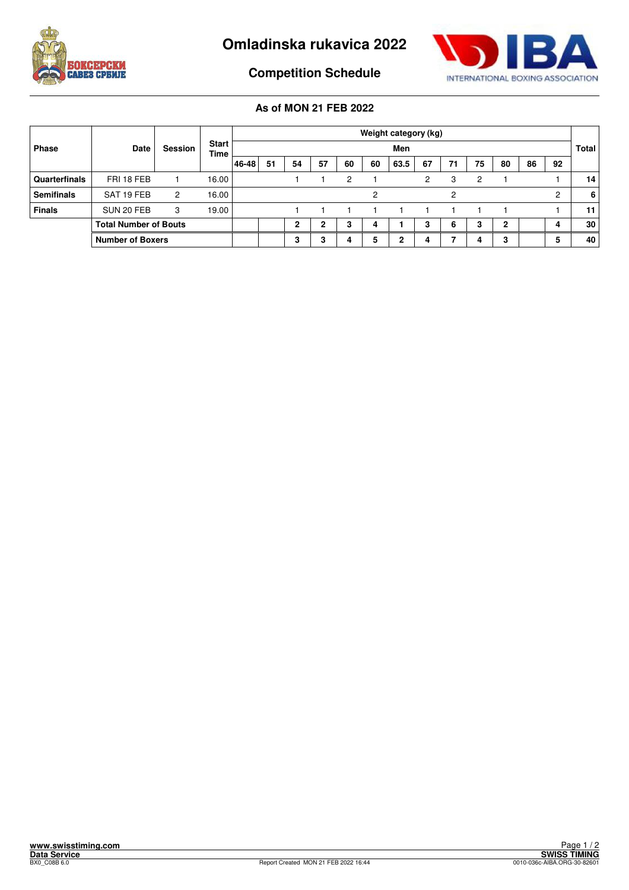# Omladinska rukavica 2022

## Competition Schedule

### As of MON 21 FEB 2022

| Phase | Date | Session | Start Time | Weight category (kg) | | | | | | | | | | | | | Total |
|---|---|---|---|---|---|---|---|---|---|---|---|---|---|---|---|---|---|
| | | | | Men | | | | | | | | | | | | | |
| | | | | 46-48 | 51 | 54 | 57 | 60 | 60 | 63.5 | 67 | 71 | 75 | 80 | 86 | 92 | |
| **Quarterfinals** | FRI 18 FEB | 1 | 16.00 | | | 1 | 1 | 2 | 1 | | 2 | 3 | 2 | 1 | | 1 | **14** |
| **Semifinals** | SAT 19 FEB | 2 | 16.00 | | | | | | 2 | | | 2 | | | | 2 | **6** |
| **Finals** | SUN 20 FEB | 3 | 19.00 | | | 1 | 1 | 1 | 1 | 1 | 1 | 1 | 1 | 1 | | 1 | **11** |
| | **Total Number of Bouts** | | | | | **2** | **2** | **3** | **4** | **1** | **3** | **6** | **3** | **2** | | **4** | **30** |
| | **Number of Boxers** | | | | | **3** | **3** | **4** | **5** | **2** | **4** | **7** | **4** | **3** | | **5** | **40** |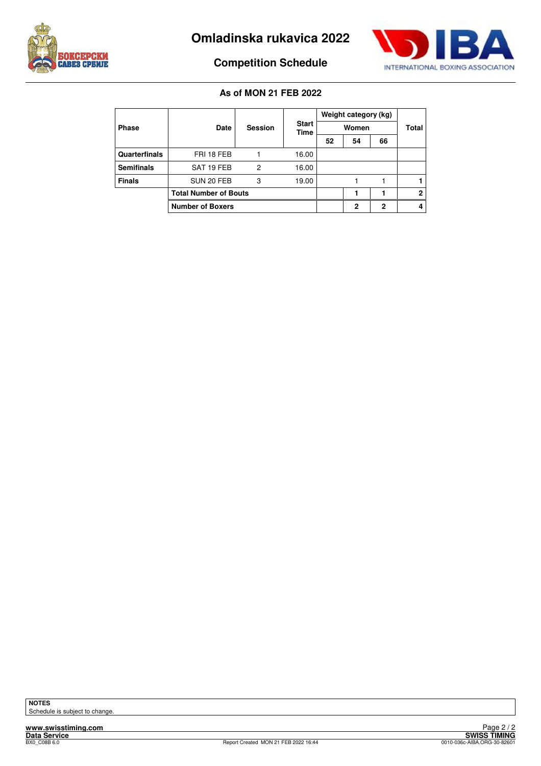# Omladinska rukavica 2022

## Competition Schedule

### As of MON 21 FEB 2022

| Phase | Date | Session | Start Time | Weight category (kg) | | | Total |
|---|---|---|---|---|---|---|---|
| | | | | Women | | | |
| | | | | 52 | 54 | 66 | |
| **Quarterfinals** | FRI 18 FEB | 1 | 16.00 | | | | |
| **Semifinals** | SAT 19 FEB | 2 | 16.00 | | | | |
| **Finals** | SUN 20 FEB | 3 | 19.00 | | 1 | 1 | 1 |
| | **Total Number of Bouts** | | | | **1** | **1** | **2** |
| | **Number of Boxers** | | | | **2** | **2** | **4** |

**NOTES**
Schedule is subject to change.

www.swisstiming.com
Data Service
BX0_C08B 6.0
Report Created MON 21 FEB 2022 16:44
SWISS TIMING
0010-036c-AIBA.ORG-30-82601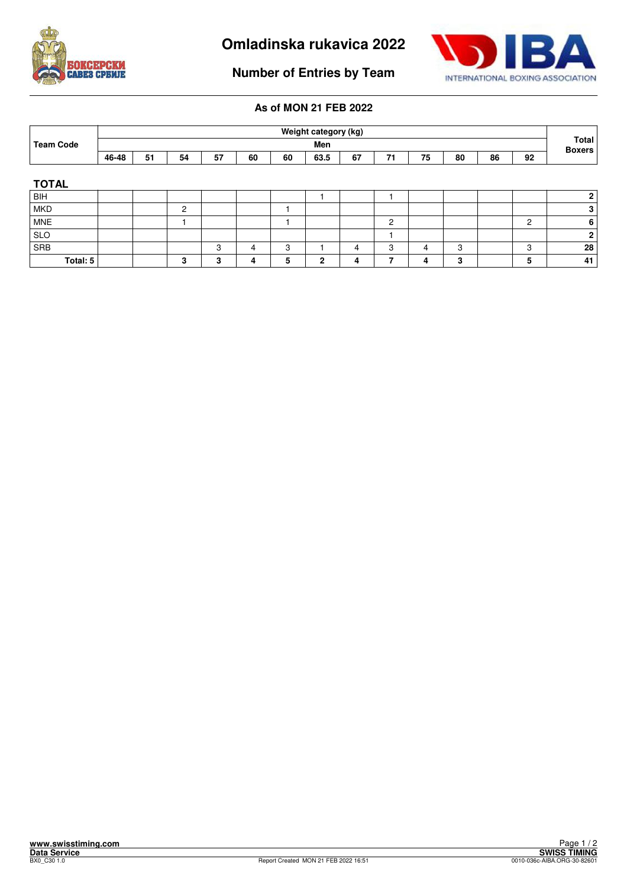# Omladinska rukavica 2022

## Number of Entries by Team

### As of MON 21 FEB 2022

| Team Code | Weight category (kg) | | | | | | | | | | | | | Total Boxers |
|---|---|---|---|---|---|---|---|---|---|---|---|---|---|---|
| | Men | | | | | | | | | | | | | |
| | 46-48 | 51 | 54 | 57 | 60 | 60 | 63.5 | 67 | 71 | 75 | 80 | 86 | 92 | |
| **TOTAL** | | | | | | | | | | | | | | |
| BIH | | | | | | | 1 | | 1 | | | | | **2** |
| MKD | | | 2 | | | 1 | | | | | | | | **3** |
| MNE | | | 1 | | | 1 | | | 2 | | | | 2 | **6** |
| SLO | | | | | | | | | 1 | | | | | **2** |
| SRB | | | | 3 | 4 | 3 | 1 | 4 | 3 | 4 | 3 | | 3 | **28** |
| **Total: 5** | | | **3** | **3** | **4** | **5** | **2** | **4** | **7** | **4** | **3** | | **5** | **41** |

Report Created MON 21 FEB 2022 16:51

www.swisstiming.com
Data Service
BX0_C30 1.0
SWISS TIMING
0010-036c-AIBA.ORG-30-82601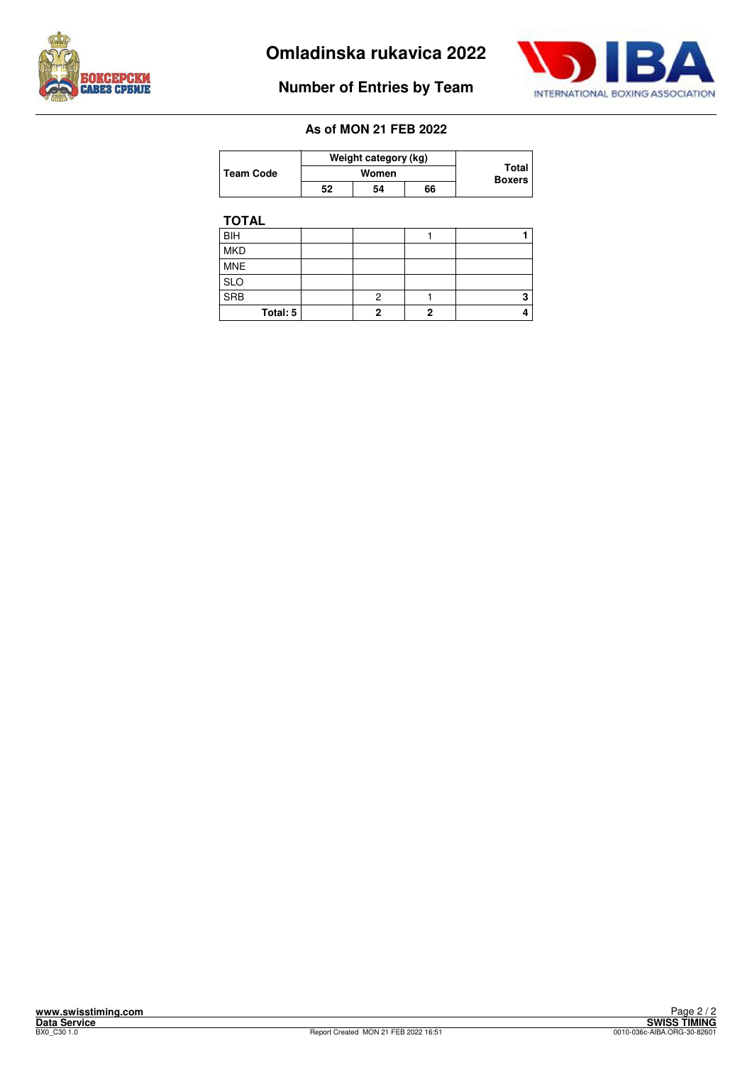# Omladinska rukavica 2022

## Number of Entries by Team

### As of MON 21 FEB 2022

| Team Code | Weight category (kg) | | | Total Boxers |
|---|---|---|---|---|
| | Women | | | |
| | 52 | 54 | 66 | |
| **TOTAL** | | | | |
| BIH | | | 1 | **1** |
| MKD | | | | |
| MNE | | | | |
| SLO | | | | |
| SRB | | 2 | 1 | **3** |
| **Total: 5** | | **2** | **2** | **4** |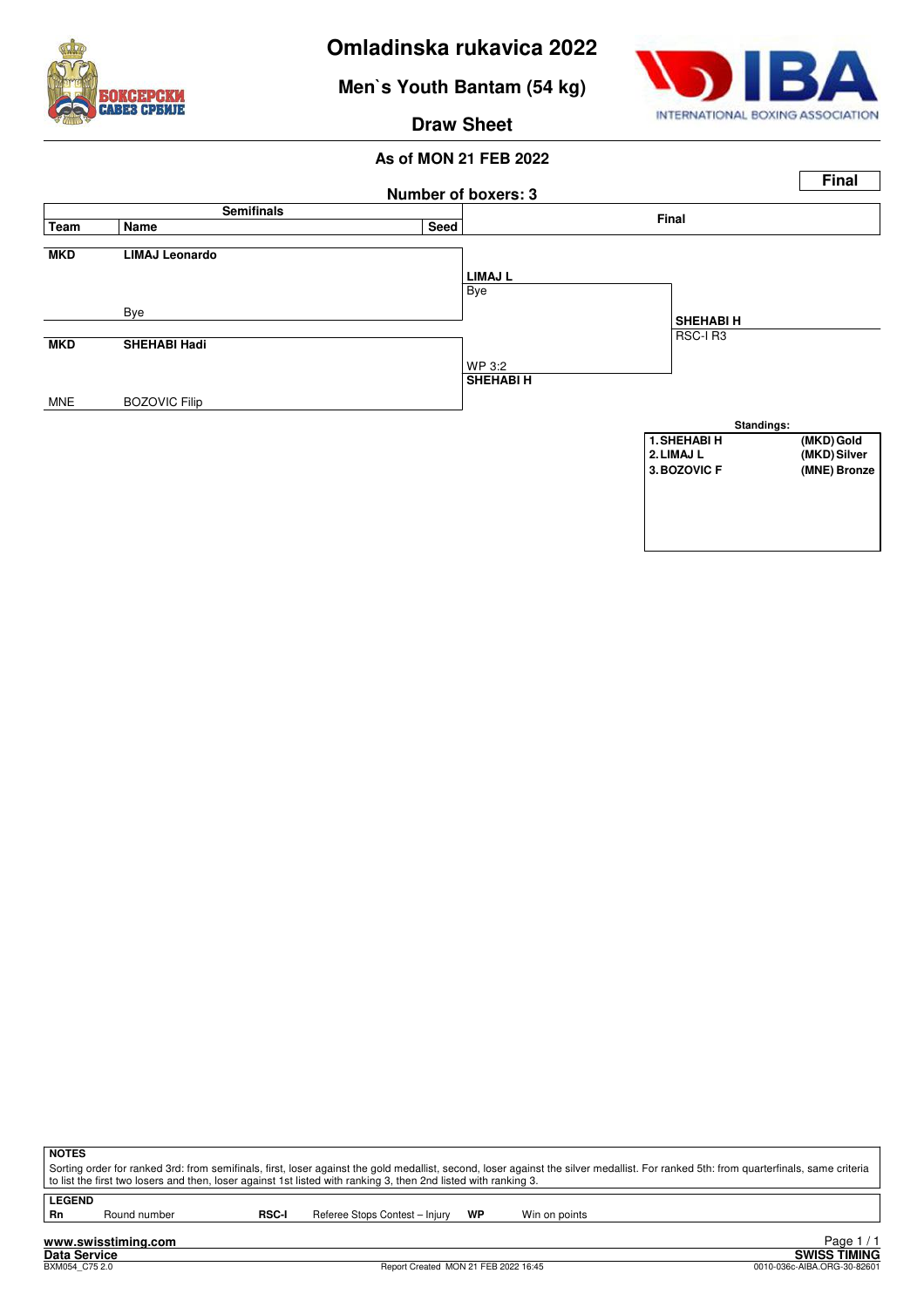# Omladinska rukavica 2022

## Men`s Youth Bantam (54 kg)

### Draw Sheet

**As of MON 21 FEB 2022**

**Final**

**Number of boxers: 3**

| Team | Name | Seed | Semifinals | Final |
|---|---|---|---|---|
| **MKD** | **LIMAJ Leonardo** | | **LIMAJ L** Bye | |
| | Bye | | | **SHEHABI H** RSC-I R3 |
| **MKD** | **SHEHABI Hadi** | | WP 3:2 **SHEHABI H** | |
| MNE | BOZOVIC Filip | | | |

**Standings:**

| | | |
|---|---|---|
| 1. | SHEHABI H | (MKD) Gold |
| 2. | LIMAJ L | (MKD) Silver |
| 3. | BOZOVIC F | (MNE) Bronze |

**NOTES**

Sorting order for ranked 3rd: from semifinals, first, loser against the gold medallist, second, loser against the silver medallist. For ranked 5th: from quarterfinals, same criteria to list the first two losers and then, loser against 1st listed with ranking 3, then 2nd listed with ranking 3.

**LEGEND**

| | | | | | |
|---|---|---|---|---|---|
| **Rn** | Round number | **RSC-I** | Referee Stops Contest – Injury | **WP** | Win on points |

www.swisstiming.com
Data Service
BXM054_C75 2.0 Report Created MON 21 FEB 2022 16:45
SWISS TIMING
0010-036c-AIBA.ORG-30-82601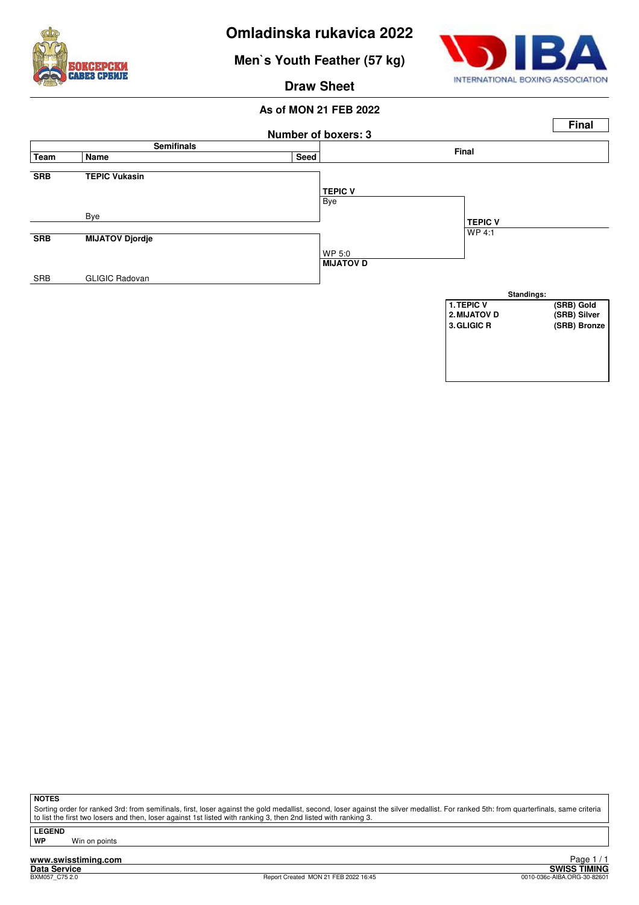# Omladinska rukavica 2022

## Men`s Youth Feather (57 kg)

### Draw Sheet

**As of MON 21 FEB 2022**

**Final**

**Number of boxers: 3**

| Team | Name | Seed | Semifinals | Final |
|---|---|---|---|---|
| **SRB** | **TEPIC Vukasin** | | **TEPIC V** | |
| | | | Bye | |
| | Bye | | | **TEPIC V** |
| | | | | WP 4:1 |
| **SRB** | **MIJATOV Djordje** | | | |
| | | | WP 5:0 | |
| | | | **MIJATOV D** | |
| SRB | GLIGIC Radovan | | | |

**Standings:**

| | |
|---|---|
| 1. TEPIC V | (SRB) Gold |
| 2. MIJATOV D | (SRB) Silver |
| 3. GLIGIC R | (SRB) Bronze |

**NOTES**

Sorting order for ranked 3rd: from semifinals, first, loser against the gold medallist, second, loser against the silver medallist. For ranked 5th: from quarterfinals, same criteria to list the first two losers and then, loser against 1st listed with ranking 3, then 2nd listed with ranking 3.

**LEGEND**

**WP** Win on points

www.swisstiming.com
Data Service
BXM057_C75 2.0
Report Created MON 21 FEB 2022 16:45
SWISS TIMING
0010-036c-AIBA.ORG-30-82601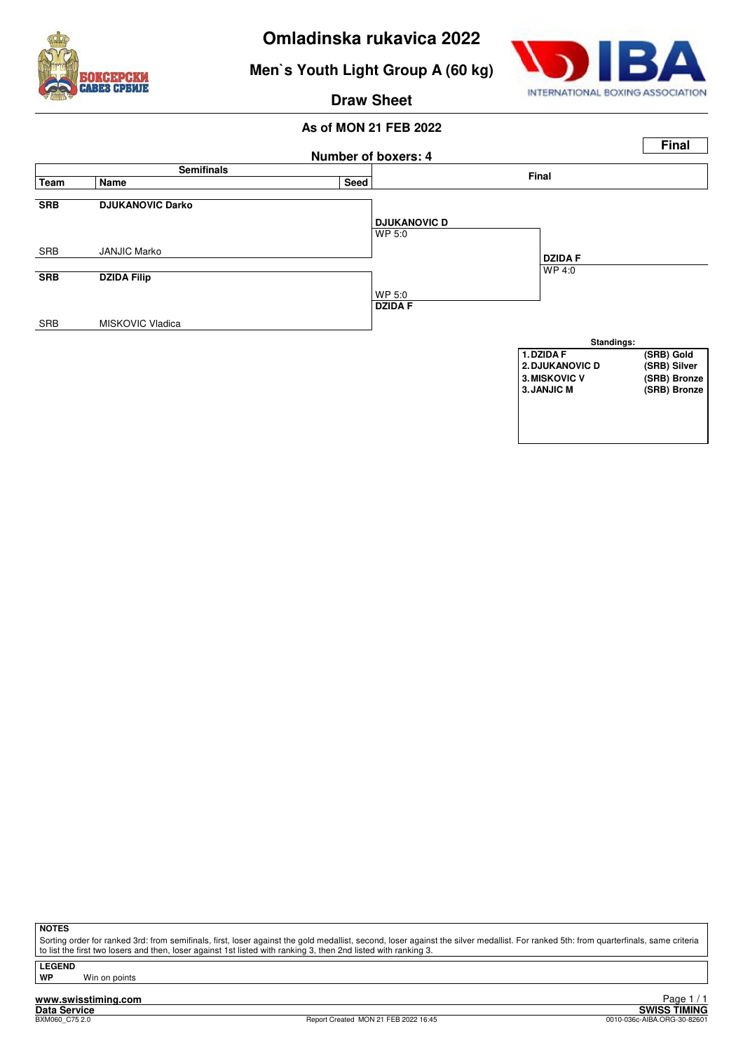# Omladinska rukavica 2022

## Men`s Youth Light Group A (60 kg)

### Draw Sheet

**As of MON 21 FEB 2022**

**Final**

**Number of boxers: 4**

| Team | Name | Seed | Semifinals | Final |
|---|---|---|---|---|
| **SRB** | **DJUKANOVIC Darko** | | **DJUKANOVIC D** WP 5:0 | |
| SRB | JANJIC Marko | | | **DZIDA F** WP 4:0 |
| **SRB** | **DZIDA Filip** | | WP 5:0 **DZIDA F** | |
| SRB | MISKOVIC Vladica | | | |

**Standings:**

| Rank | Name | Medal |
|---|---|---|
| 1. | DZIDA F | (SRB) Gold |
| 2. | DJUKANOVIC D | (SRB) Silver |
| 3. | MISKOVIC V | (SRB) Bronze |
| 3. | JANJIC M | (SRB) Bronze |

**NOTES**

Sorting order for ranked 3rd: from semifinals, first, loser against the gold medallist, second, loser against the silver medallist. For ranked 5th: from quarterfinals, same criteria to list the first two losers and then, loser against 1st listed with ranking 3, then 2nd listed with ranking 3.

**LEGEND**

**WP** Win on points

www.swisstiming.com

Data Service

BXM060_C75 2.0

Report Created MON 21 FEB 2022 16:45

SWISS TIMING

0010-036c-AIBA.ORG-30-82601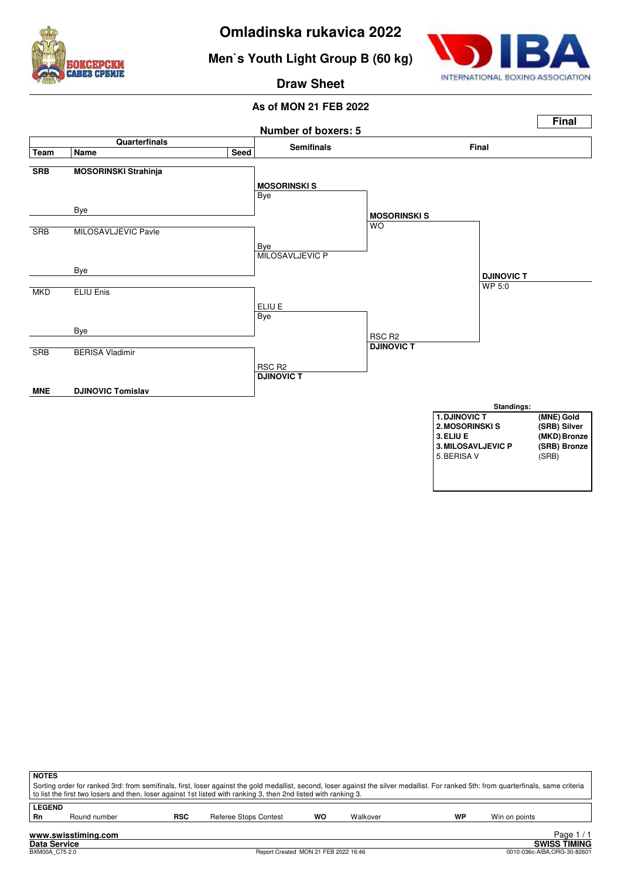# Omladinska rukavica 2022

## Men`s Youth Light Group B (60 kg)

### Draw Sheet

**As of MON 21 FEB 2022**

**Final**

**Number of boxers: 5**

| Team | Name | Seed | Semifinals | Final | |
|---|---|---|---|---|---|
| **SRB** | **MOSORINSKI Strahinja** | | **MOSORINSKI S** Bye | **MOSORINSKI S** WO | **DJINOVIC T** WP 5:0 |
| | Bye | | | | |
| SRB | MILOSAVLJEVIC Pavle | | Bye MILOSAVLJEVIC P | | |
| | Bye | | | | |
| MKD | ELIU Enis | | ELIU E Bye | RSC R2 **DJINOVIC T** | |
| | Bye | | | | |
| SRB | BERISA Vladimir | | RSC R2 **DJINOVIC T** | | |
| **MNE** | **DJINOVIC Tomislav** | | | | |

**Standings:**

| | |
|---|---|
| **1. DJINOVIC T** | **(MNE) Gold** |
| **2. MOSORINSKI S** | **(SRB) Silver** |
| **3. ELIU E** | **(MKD) Bronze** |
| **3. MILOSAVLJEVIC P** | **(SRB) Bronze** |
| 5. BERISA V | (SRB) |

**NOTES**

Sorting order for ranked 3rd: from semifinals, first, loser against the gold medallist, second, loser against the silver medallist. For ranked 5th: from quarterfinals, same criteria to list the first two losers and then, loser against 1st listed with ranking 3, then 2nd listed with ranking 3.

**LEGEND**

| | | | | | | | |
|---|---|---|---|---|---|---|---|
| **Rn** | Round number | **RSC** | Referee Stops Contest | **WO** | Walkover | **WP** | Win on points |

www.swisstiming.com
Data Service
BXM00A_C75 2.0
Report Created MON 21 FEB 2022 16:46
SWISS TIMING
0010-036c-AIBA.ORG-30-82601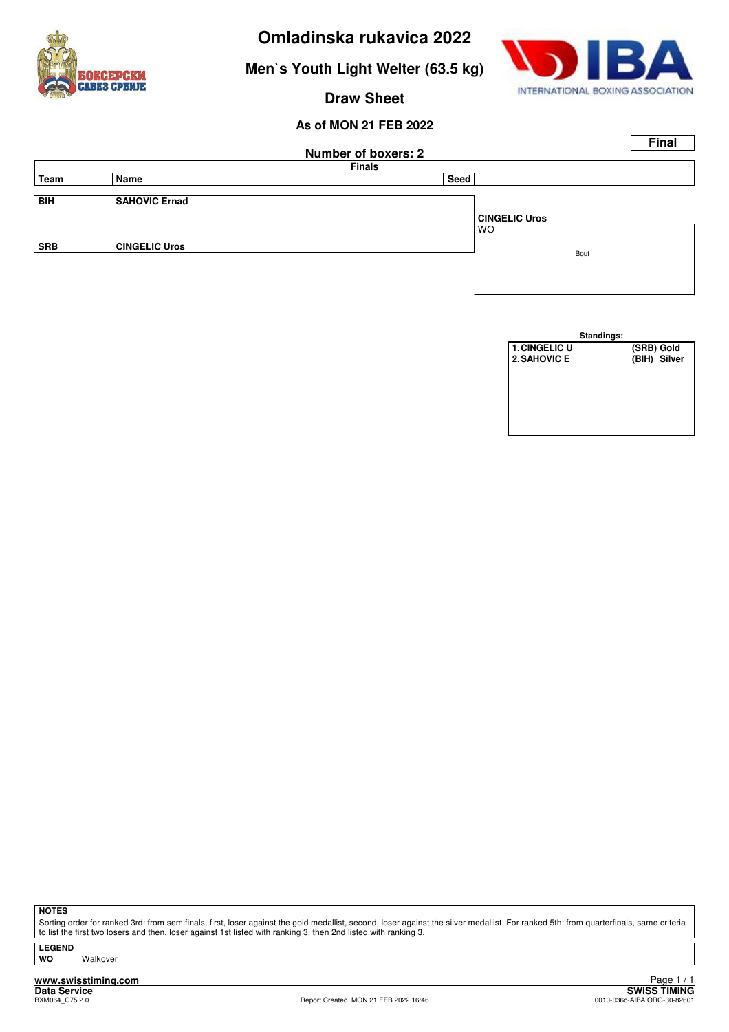# Omladinska rukavica 2022

## Men`s Youth Light Welter (63.5 kg)

### Draw Sheet

**As of MON 21 FEB 2022**

**Final**

**Number of boxers: 2**

| Finals | | | |
|---|---|---|---|
| **Team** | **Name** | **Seed** | |
| BIH | SAHOVIC Ernad | | |
| | | | **CINGELIC Uros** WO |
| SRB | CINGELIC Uros | | Bout |

**Standings:**

| | | |
|---|---|---|
| 1. CINGELIC U | (SRB) | Gold |
| 2. SAHOVIC E | (BIH) | Silver |

**NOTES**

Sorting order for ranked 3rd: from semifinals, first, loser against the gold medallist, second, loser against the silver medallist. For ranked 5th: from quarterfinals, same criteria to list the first two losers and then, loser against 1st listed with ranking 3, then 2nd listed with ranking 3.

**LEGEND**

**WO** Walkover

www.swisstiming.com
Data Service
BXM064_C75 2.0
Report Created MON 21 FEB 2022 16:46
SWISS TIMING
0010-036c-AIBA.ORG-30-82601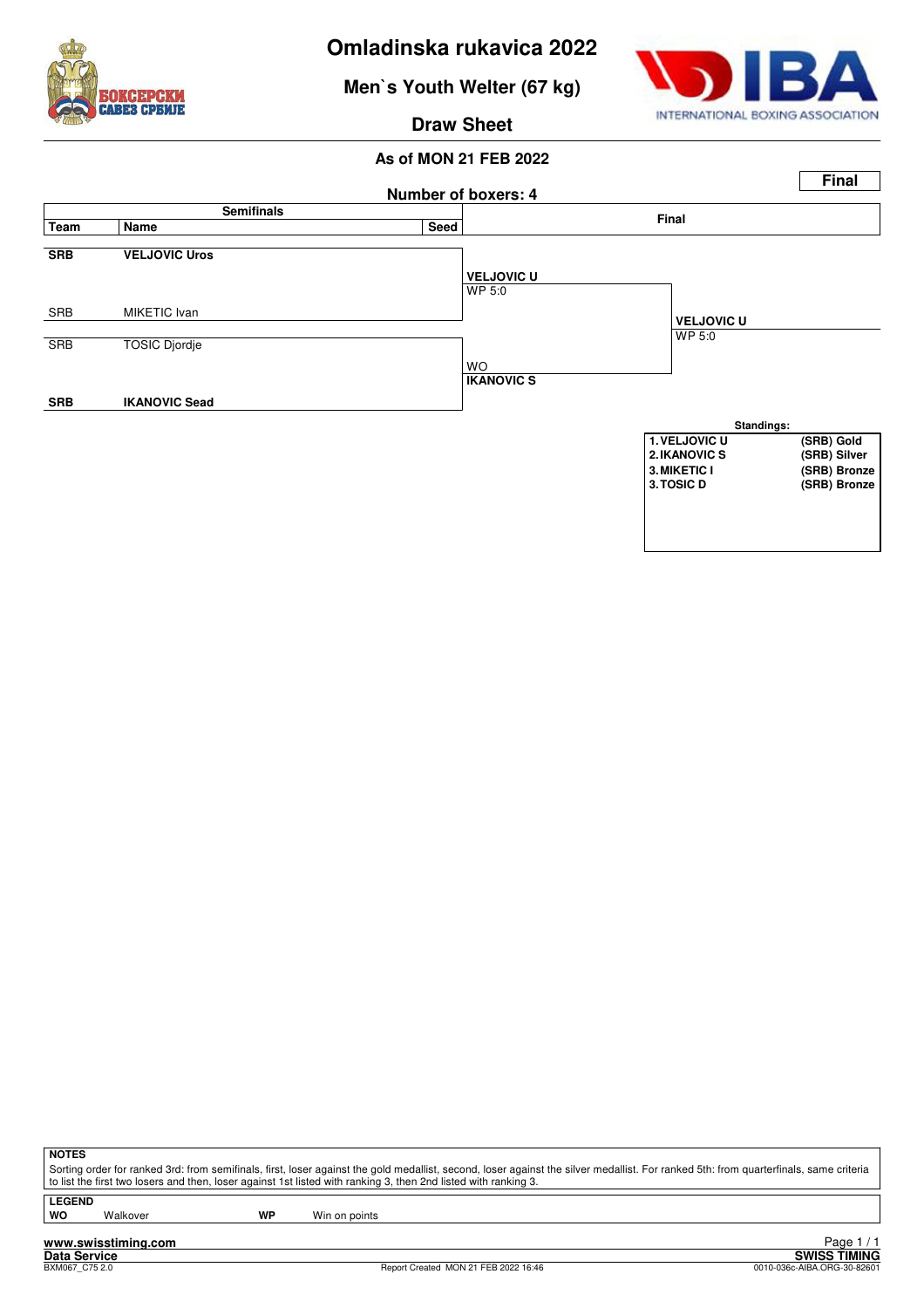# Omladinska rukavica 2022

## Men`s Youth Welter (67 kg)

### Draw Sheet

**As of MON 21 FEB 2022**

**Final**

**Number of boxers: 4**

| Team | Name | Seed | Semifinals | Final |
|---|---|---|---|---|
| **SRB** | **VELJOVIC Uros** | | **VELJOVIC U** WP 5:0 | **VELJOVIC U** WP 5:0 |
| SRB | MIKETIC Ivan | | | |
| SRB | TOSIC Djordje | | WO **IKANOVIC S** | |
| **SRB** | **IKANOVIC Sead** | | | |

**Standings:**

| | |
|---|---|
| 1. VELJOVIC U | (SRB) Gold |
| 2. IKANOVIC S | (SRB) Silver |
| 3. MIKETIC I | (SRB) Bronze |
| 3. TOSIC D | (SRB) Bronze |

**NOTES**

Sorting order for ranked 3rd: from semifinals, first, loser against the gold medallist, second, loser against the silver medallist. For ranked 5th: from quarterfinals, same criteria to list the first two losers and then, loser against 1st listed with ranking 3, then 2nd listed with ranking 3.

**LEGEND**

| | | | |
|---|---|---|---|
| WO | Walkover | WP | Win on points |

www.swisstiming.com

Data Service — SWISS TIMING

BXM067_C75 2.0 — Report Created MON 21 FEB 2022 16:46 — 0010-036c-AIBA.ORG-30-82601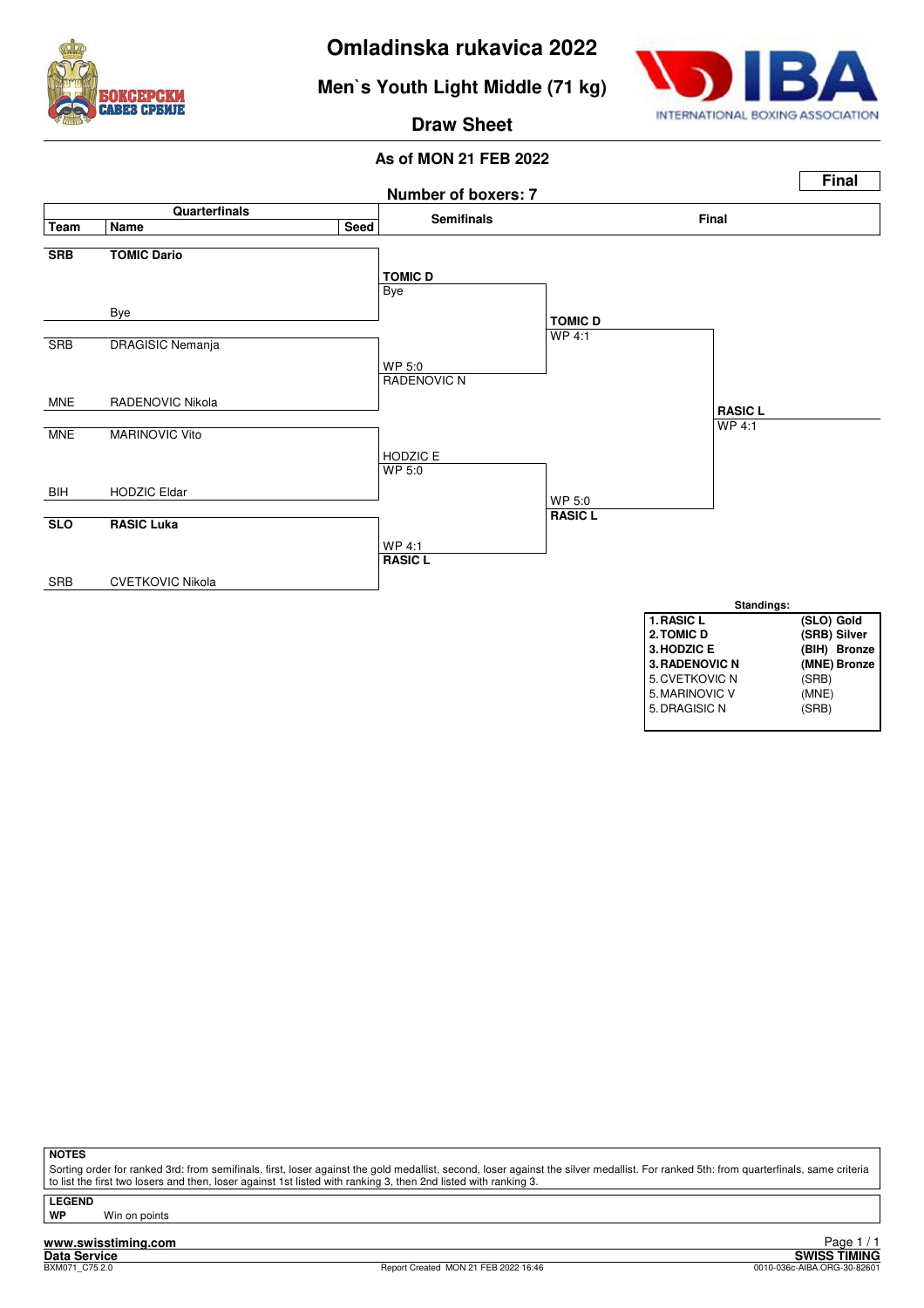# Omladinska rukavica 2022

## Men`s Youth Light Middle (71 kg)

### Draw Sheet

**As of MON 21 FEB 2022**

**Final**

**Number of boxers: 7**

| Team | Name | Seed | Semifinals | Final | |
|---|---|---|---|---|---|
| **SRB** | **TOMIC Dario** | | **TOMIC D** Bye | **TOMIC D** WP 4:1 | **RASIC L** WP 4:1 |
| | Bye | | | | |
| SRB | DRAGISIC Nemanja | | WP 5:0 RADENOVIC N | | |
| MNE | RADENOVIC Nikola | | | | |
| MNE | MARINOVIC Vito | | HODZIC E WP 5:0 | WP 5:0 **RASIC L** | |
| BIH | HODZIC Eldar | | | | |
| **SLO** | **RASIC Luka** | | WP 4:1 **RASIC L** | | |
| SRB | CVETKOVIC Nikola | | | | |

**Standings:**

| Rank | Name | Team / Medal |
|---|---|---|
| **1.** | **RASIC L** | **(SLO) Gold** |
| **2.** | **TOMIC D** | **(SRB) Silver** |
| **3.** | **HODZIC E** | **(BIH) Bronze** |
| **3.** | **RADENOVIC N** | **(MNE) Bronze** |
| 5. | CVETKOVIC N | (SRB) |
| 5. | MARINOVIC V | (MNE) |
| 5. | DRAGISIC N | (SRB) |

**NOTES**

Sorting order for ranked 3rd: from semifinals, first, loser against the gold medallist, second, loser against the silver medallist. For ranked 5th: from quarterfinals, same criteria to list the first two losers and then, loser against 1st listed with ranking 3, then 2nd listed with ranking 3.

**LEGEND**

**WP** Win on points

www.swisstiming.com

Data Service

BXM071_C75 2.0 — Report Created MON 21 FEB 2022 16:46 — SWISS TIMING 0010-036c-AIBA.ORG-30-82601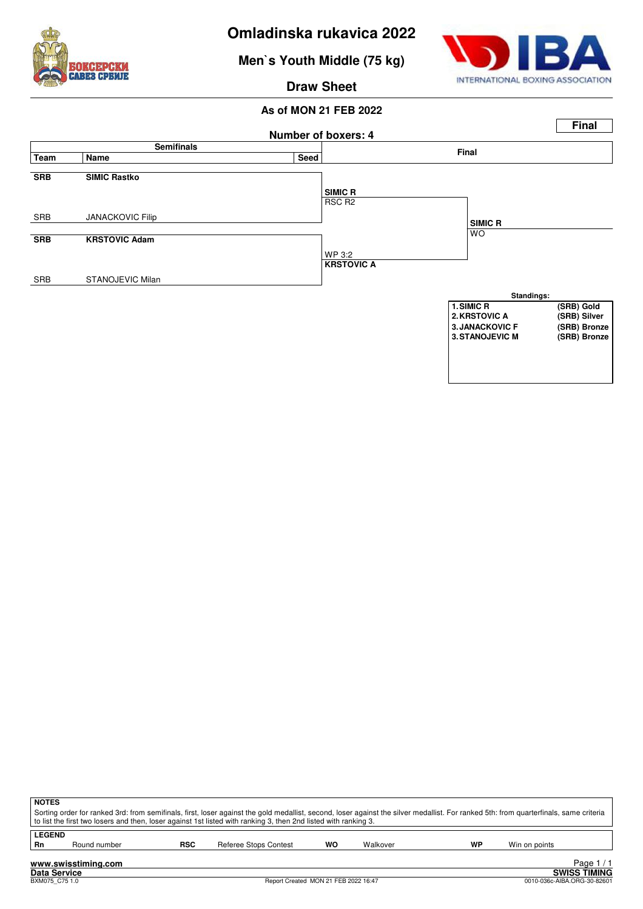# Omladinska rukavica 2022

## Men`s Youth Middle (75 kg)

### Draw Sheet

**As of MON 21 FEB 2022**

**Number of boxers: 4**

**Final**

| Team | Name | Seed | Semifinals result | Final |
|---|---|---|---|---|
| **SRB** | **SIMIC Rastko** | | **SIMIC R** RSC R2 | |
| SRB | JANACKOVIC Filip | | | **SIMIC R** WO |
| **SRB** | **KRSTOVIC Adam** | | WP 3:2 **KRSTOVIC A** | |
| SRB | STANOJEVIC Milan | | | |

**Standings:**

| Rank | Name | Medal |
|---|---|---|
| 1. | SIMIC R | (SRB) Gold |
| 2. | KRSTOVIC A | (SRB) Silver |
| 3. | JANACKOVIC F | (SRB) Bronze |
| 3. | STANOJEVIC M | (SRB) Bronze |

**NOTES**

Sorting order for ranked 3rd: from semifinals, first, loser against the gold medallist, second, loser against the silver medallist. For ranked 5th: from quarterfinals, same criteria to list the first two losers and then, loser against 1st listed with ranking 3, then 2nd listed with ranking 3.

**LEGEND**

| | | | | | | | |
|---|---|---|---|---|---|---|---|
| **Rn** | Round number | **RSC** | Referee Stops Contest | **WO** | Walkover | **WP** | Win on points |

www.swisstiming.com
Data Service
BXM075_C75 1.0
Report Created MON 21 FEB 2022 16:47
SWISS TIMING
0010-036c-AIBA.ORG-30-82601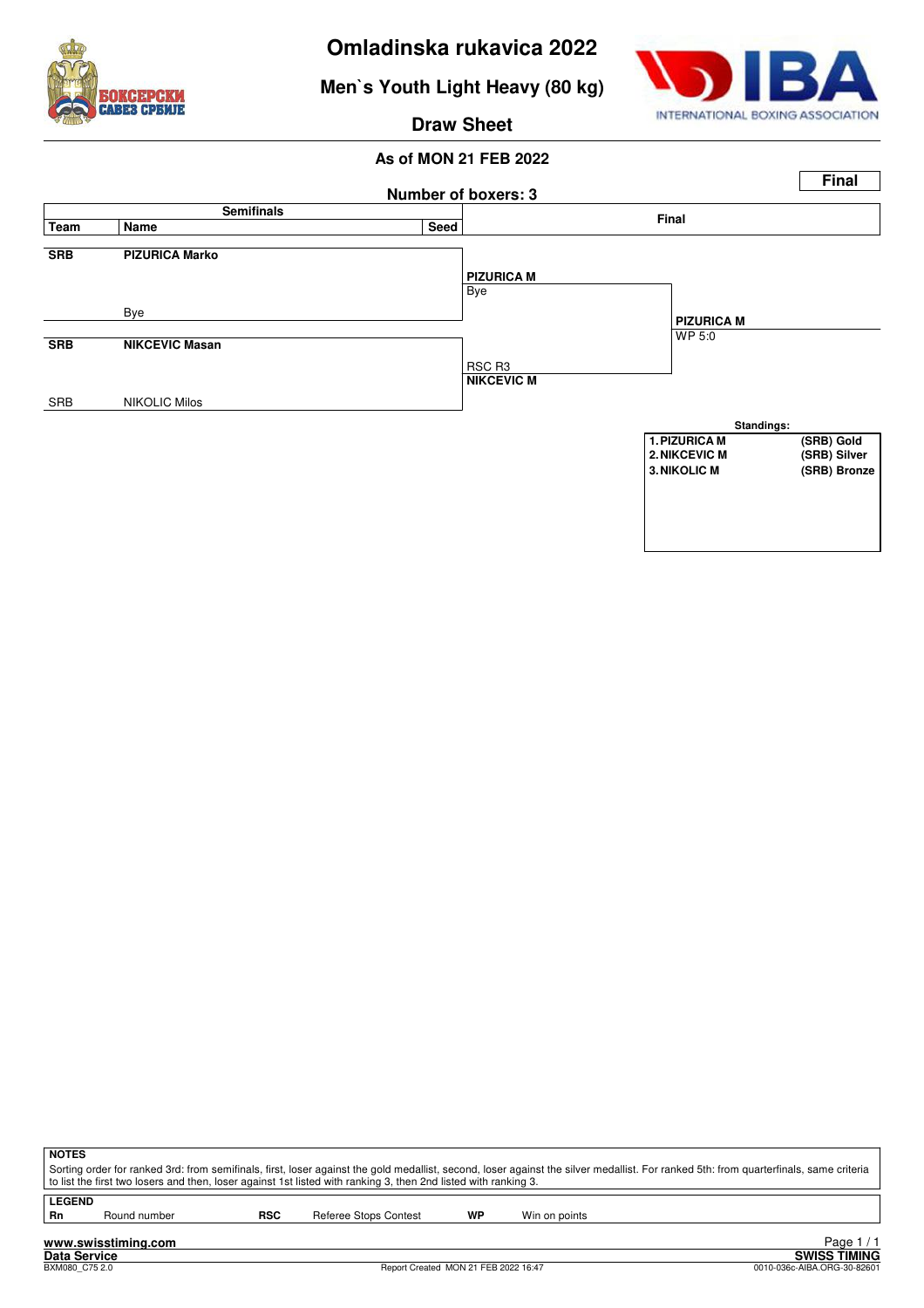# Omladinska rukavica 2022

## Men`s Youth Light Heavy (80 kg)

### Draw Sheet

**As of MON 21 FEB 2022**

**Final**

**Number of boxers: 3**

| Semifinals | | | Final | |
|---|---|---|---|---|
| **Team** | **Name** | **Seed** | | |
| **SRB** | **PIZURICA Marko** | | **PIZURICA M** | |
| | | | Bye | **PIZURICA M** |
| | Bye | | | WP 5:0 |
| **SRB** | **NIKCEVIC Masan** | | RSC R3 | |
| | | | **NIKCEVIC M** | |
| SRB | NIKOLIC Milos | | | |

**Standings:**

| | | |
|---|---|---|
| 1. | PIZURICA M | (SRB) Gold |
| 2. | NIKCEVIC M | (SRB) Silver |
| 3. | NIKOLIC M | (SRB) Bronze |

**NOTES**

Sorting order for ranked 3rd: from semifinals, first, loser against the gold medallist, second, loser against the silver medallist. For ranked 5th: from quarterfinals, same criteria to list the first two losers and then, loser against 1st listed with ranking 3, then 2nd listed with ranking 3.

**LEGEND**

| | | | | | |
|---|---|---|---|---|---|
| **Rn** | Round number | **RSC** | Referee Stops Contest | **WP** | Win on points |

www.swisstiming.com

Data Service

BXM080_C75 2.0

Report Created MON 21 FEB 2022 16:47

SWISS TIMING

0010-036c-AIBA.ORG-30-82601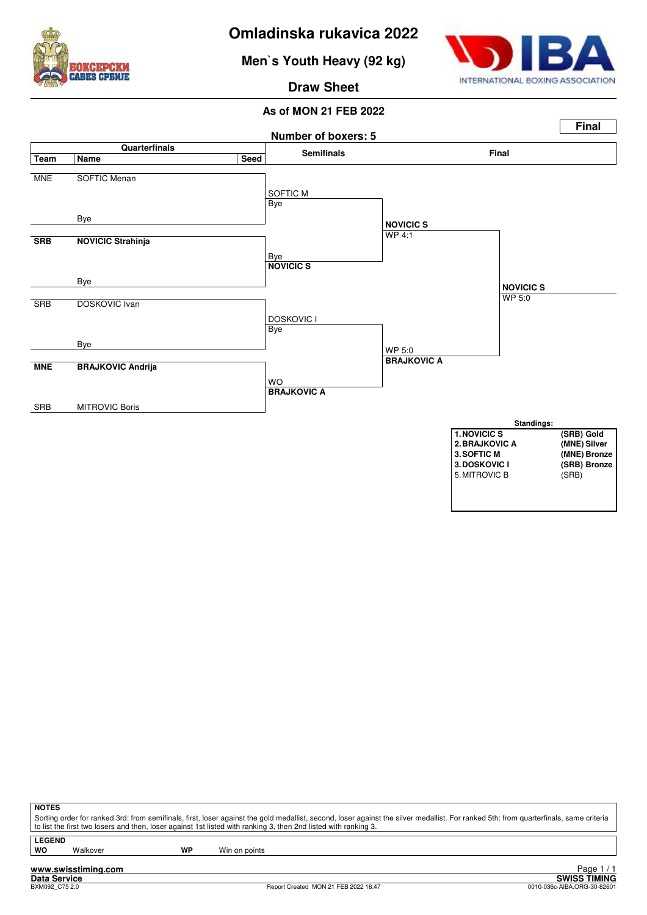# Omladinska rukavica 2022

## Men`s Youth Heavy (92 kg)

### Draw Sheet

**As of MON 21 FEB 2022**

**Final**

**Number of boxers: 5**

| Team | Name | Seed | Semifinals | Final | |
|---|---|---|---|---|---|
| MNE | SOFTIC Menan | | SOFTIC M<br>Bye | | |
| | Bye | | | **NOVICIC S**<br>WP 4:1 | |
| **SRB** | **NOVICIC Strahinja** | | Bye<br>**NOVICIC S** | | |
| | Bye | | | | **NOVICIC S**<br>WP 5:0 |
| SRB | DOSKOVIC Ivan | | DOSKOVIC I<br>Bye | | |
| | Bye | | | WP 5:0<br>**BRAJKOVIC A** | |
| **MNE** | **BRAJKOVIC Andrija** | | WO<br>**BRAJKOVIC A** | | |
| SRB | MITROVIC Boris | | | | |

**Standings:**

| | |
|---|---|
| **1. NOVICIC S** | **(SRB) Gold** |
| **2. BRAJKOVIC A** | **(MNE) Silver** |
| **3. SOFTIC M** | **(MNE) Bronze** |
| **3. DOSKOVIC I** | **(SRB) Bronze** |
| 5. MITROVIC B | (SRB) |

**NOTES**

Sorting order for ranked 3rd: from semifinals, first, loser against the gold medallist, second, loser against the silver medallist. For ranked 5th: from quarterfinals, same criteria to list the first two losers and then, loser against 1st listed with ranking 3, then 2nd listed with ranking 3.

**LEGEND**

| | | | |
|---|---|---|---|
| **WO** | Walkover | **WP** | Win on points |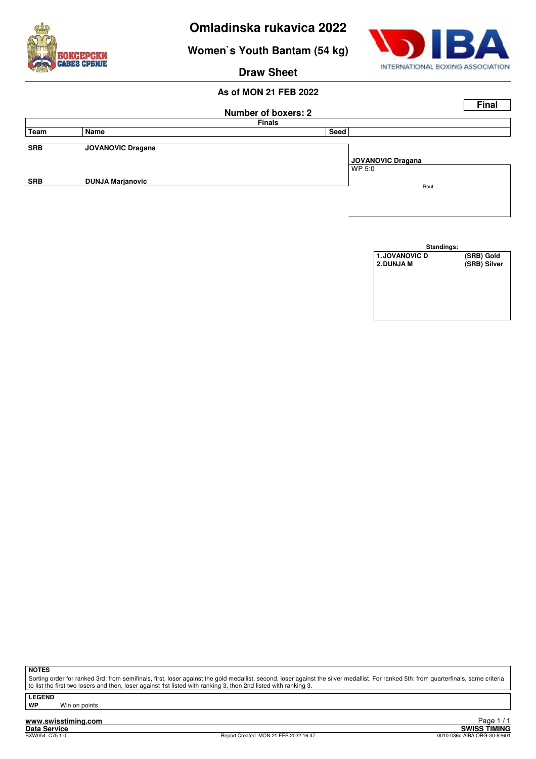# Omladinska rukavica 2022

## Women`s Youth Bantam (54 kg)

### Draw Sheet

**As of MON 21 FEB 2022**

**Final**

**Number of boxers: 2**

| Team | Name | Seed | Finals |
|---|---|---|---|
| SRB | JOVANOVIC Dragana | | **JOVANOVIC Dragana** WP 5:0 |
| SRB | DUNJA Marjanovic | | Bout |

**Standings:**

| | |
|---|---|
| 1. JOVANOVIC D | (SRB) Gold |
| 2. DUNJA M | (SRB) Silver |

**NOTES**

Sorting order for ranked 3rd: from semifinals, first, loser against the gold medallist, second, loser against the silver medallist. For ranked 5th: from quarterfinals, same criteria to list the first two losers and then, loser against 1st listed with ranking 3, then 2nd listed with ranking 3.

**LEGEND**

**WP** Win on points

www.swisstiming.com
Data Service
BXW054_C75 1.0
Report Created MON 21 FEB 2022 16:47
SWISS TIMING
0010-036c-AIBA.ORG-30-82601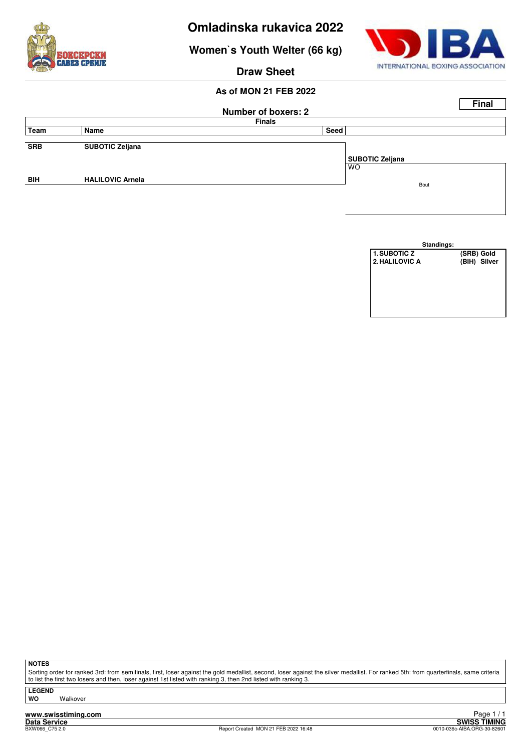# Omladinska rukavica 2022

## Women`s Youth Welter (66 kg)

## Draw Sheet

### As of MON 21 FEB 2022

**Final**

**Number of boxers: 2**

| Team | Name | Seed | Finals |
|---|---|---|---|
| SRB | SUBOTIC Zeljana | | SUBOTIC Zeljana<br>WO |
| BIH | HALILOVIC Arnela | | Bout |

**Standings:**

| | |
|---|---|
| 1. SUBOTIC Z | (SRB) Gold |
| 2. HALILOVIC A | (BIH) Silver |

**NOTES**

Sorting order for ranked 3rd: from semifinals, first, loser against the gold medallist, second, loser against the silver medallist. For ranked 5th: from quarterfinals, same criteria to list the first two losers and then, loser against 1st listed with ranking 3, then 2nd listed with ranking 3.

**LEGEND**

**WO** Walkover

www.swisstiming.com
Data Service
BXW066_C75 2.0
Report Created MON 21 FEB 2022 16:48
SWISS TIMING
0010-036c-AIBA.ORG-30-82601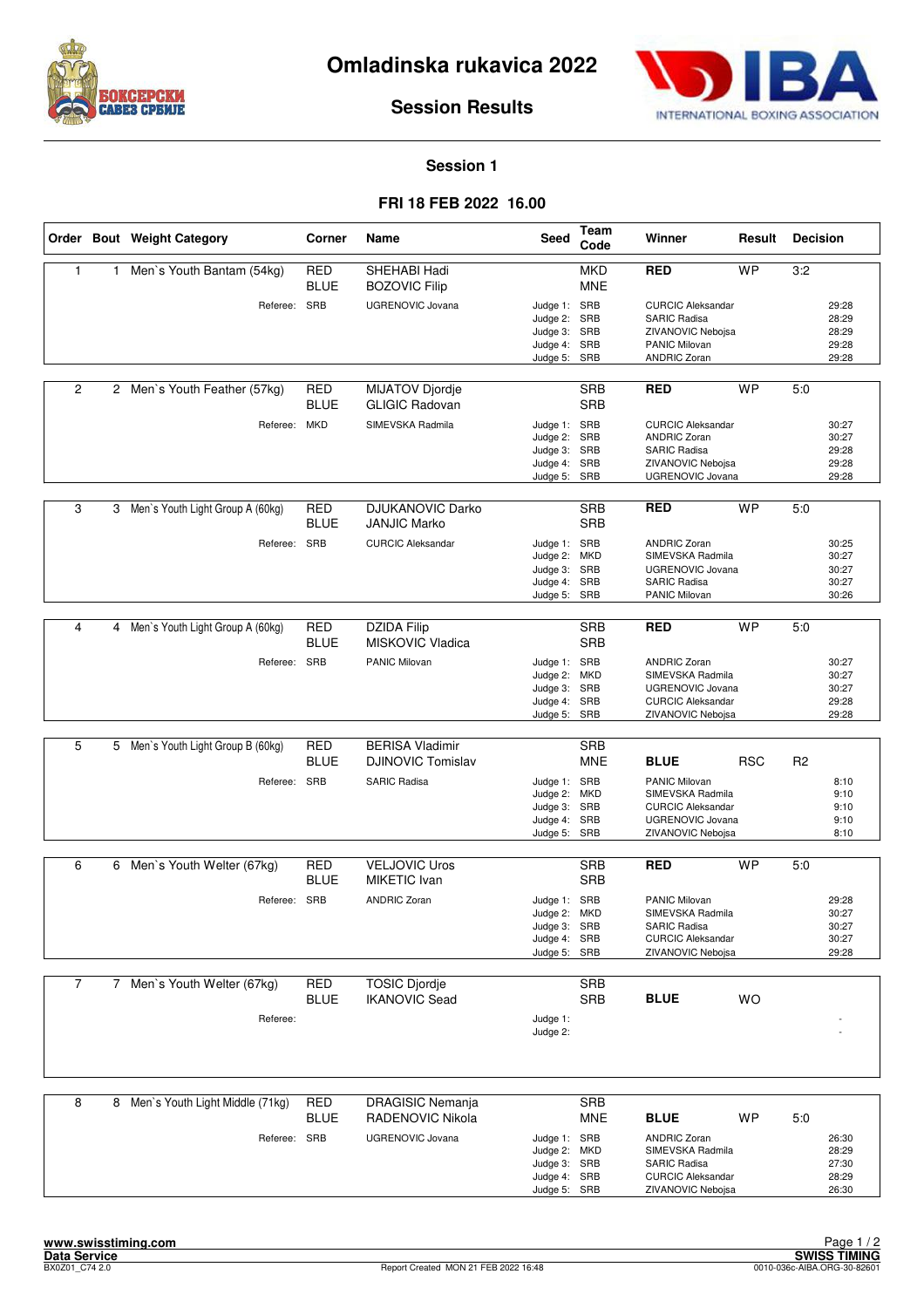# Omladinska rukavica 2022

## Session Results

### Session 1

**FRI 18 FEB 2022 16.00**

| Order | Bout | Weight Category | Corner | Name | Seed | Team Code | Winner | Result | Decision |
|---|---|---|---|---|---|---|---|---|---|
| 1 | 1 | Men`s Youth Bantam (54kg) | RED | SHEHABI Hadi | | MKD | RED | WP | 3:2 |
| | | | BLUE | BOZOVIC Filip | | MNE | | | |
| | | Referee: | SRB | UGRENOVIC Jovana | Judge 1: | SRB | CURCIC Aleksandar | | 29:28 |
| | | | | | Judge 2: | SRB | SARIC Radisa | | 28:29 |
| | | | | | Judge 3: | SRB | ZIVANOVIC Nebojsa | | 28:29 |
| | | | | | Judge 4: | SRB | PANIC Milovan | | 29:28 |
| | | | | | Judge 5: | SRB | ANDRIC Zoran | | 29:28 |
| 2 | 2 | Men`s Youth Feather (57kg) | RED | MIJATOV Djordje | | SRB | RED | WP | 5:0 |
| | | | BLUE | GLIGIC Radovan | | SRB | | | |
| | | Referee: | MKD | SIMEVSKA Radmila | Judge 1: | SRB | CURCIC Aleksandar | | 30:27 |
| | | | | | Judge 2: | SRB | ANDRIC Zoran | | 30:27 |
| | | | | | Judge 3: | SRB | SARIC Radisa | | 29:28 |
| | | | | | Judge 4: | SRB | ZIVANOVIC Nebojsa | | 29:28 |
| | | | | | Judge 5: | SRB | UGRENOVIC Jovana | | 29:28 |
| 3 | 3 | Men`s Youth Light Group A (60kg) | RED | DJUKANOVIC Darko | | SRB | RED | WP | 5:0 |
| | | | BLUE | JANJIC Marko | | SRB | | | |
| | | Referee: | SRB | CURCIC Aleksandar | Judge 1: | SRB | ANDRIC Zoran | | 30:25 |
| | | | | | Judge 2: | MKD | SIMEVSKA Radmila | | 30:27 |
| | | | | | Judge 3: | SRB | UGRENOVIC Jovana | | 30:27 |
| | | | | | Judge 4: | SRB | SARIC Radisa | | 30:27 |
| | | | | | Judge 5: | SRB | PANIC Milovan | | 30:26 |
| 4 | 4 | Men`s Youth Light Group A (60kg) | RED | DZIDA Filip | | SRB | RED | WP | 5:0 |
| | | | BLUE | MISKOVIC Vladica | | SRB | | | |
| | | Referee: | SRB | PANIC Milovan | Judge 1: | SRB | ANDRIC Zoran | | 30:27 |
| | | | | | Judge 2: | MKD | SIMEVSKA Radmila | | 30:27 |
| | | | | | Judge 3: | SRB | UGRENOVIC Jovana | | 30:27 |
| | | | | | Judge 4: | SRB | CURCIC Aleksandar | | 29:28 |
| | | | | | Judge 5: | SRB | ZIVANOVIC Nebojsa | | 29:28 |
| 5 | 5 | Men`s Youth Light Group B (60kg) | RED | BERISA Vladimir | | SRB | | | |
| | | | BLUE | DJINOVIC Tomislav | | MNE | BLUE | RSC | R2 |
| | | Referee: | SRB | SARIC Radisa | Judge 1: | SRB | PANIC Milovan | | 8:10 |
| | | | | | Judge 2: | MKD | SIMEVSKA Radmila | | 9:10 |
| | | | | | Judge 3: | SRB | CURCIC Aleksandar | | 9:10 |
| | | | | | Judge 4: | SRB | UGRENOVIC Jovana | | 9:10 |
| | | | | | Judge 5: | SRB | ZIVANOVIC Nebojsa | | 8:10 |
| 6 | 6 | Men`s Youth Welter (67kg) | RED | VELJOVIC Uros | | SRB | RED | WP | 5:0 |
| | | | BLUE | MIKETIC Ivan | | SRB | | | |
| | | Referee: | SRB | ANDRIC Zoran | Judge 1: | SRB | PANIC Milovan | | 29:28 |
| | | | | | Judge 2: | MKD | SIMEVSKA Radmila | | 30:27 |
| | | | | | Judge 3: | SRB | SARIC Radisa | | 30:27 |
| | | | | | Judge 4: | SRB | CURCIC Aleksandar | | 30:27 |
| | | | | | Judge 5: | SRB | ZIVANOVIC Nebojsa | | 29:28 |
| 7 | 7 | Men`s Youth Welter (67kg) | RED | TOSIC Djordje | | SRB | | | |
| | | | BLUE | IKANOVIC Sead | | SRB | BLUE | WO | |
| | | Referee: | | | Judge 1: | | | | - |
| | | | | | Judge 2: | | | | - |
| 8 | 8 | Men`s Youth Light Middle (71kg) | RED | DRAGISIC Nemanja | | SRB | | | |
| | | | BLUE | RADENOVIC Nikola | | MNE | BLUE | WP | 5:0 |
| | | Referee: | SRB | UGRENOVIC Jovana | Judge 1: | SRB | ANDRIC Zoran | | 26:30 |
| | | | | | Judge 2: | MKD | SIMEVSKA Radmila | | 28:29 |
| | | | | | Judge 3: | SRB | SARIC Radisa | | 27:30 |
| | | | | | Judge 4: | SRB | CURCIC Aleksandar | | 28:29 |
| | | | | | Judge 5: | SRB | ZIVANOVIC Nebojsa | | 26:30 |

www.swisstiming.com
Data Service
BX0Z01_C74 2.0 Report Created MON 21 FEB 2022 16:48
SWISS TIMING
0010-036c-AIBA.ORG-30-82601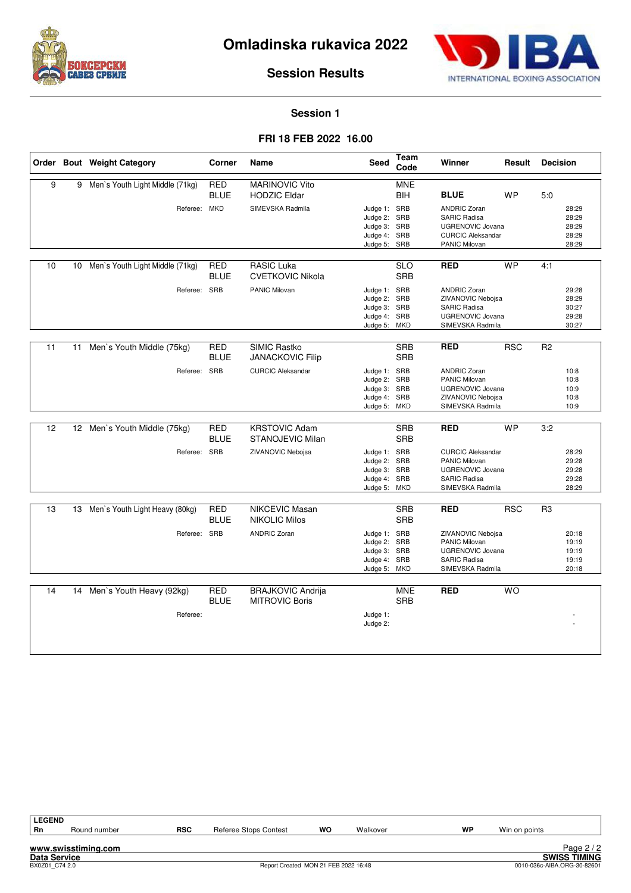# Omladinska rukavica 2022

## Session Results

### Session 1

### FRI 18 FEB 2022 16.00

| Order | Bout | Weight Category | Corner | Name | Seed | Team Code | Winner | Result | Decision |
|---|---|---|---|---|---|---|---|---|---|
| 9 | 9 | Men`s Youth Light Middle (71kg) | RED | MARINOVIC Vito | | MNE | | | |
| | | | BLUE | HODZIC Eldar | | BIH | **BLUE** | WP | 5:0 |
| | | Referee: | MKD | SIMEVSKA Radmila | Judge 1: | SRB | ANDRIC Zoran | | 28:29 |
| | | | | | Judge 2: | SRB | SARIC Radisa | | 28:29 |
| | | | | | Judge 3: | SRB | UGRENOVIC Jovana | | 28:29 |
| | | | | | Judge 4: | SRB | CURCIC Aleksandar | | 28:29 |
| | | | | | Judge 5: | SRB | PANIC Milovan | | 28:29 |
| 10 | 10 | Men`s Youth Light Middle (71kg) | RED | RASIC Luka | | SLO | **RED** | WP | 4:1 |
| | | | BLUE | CVETKOVIC Nikola | | SRB | | | |
| | | Referee: | SRB | PANIC Milovan | Judge 1: | SRB | ANDRIC Zoran | | 29:28 |
| | | | | | Judge 2: | SRB | ZIVANOVIC Nebojsa | | 28:29 |
| | | | | | Judge 3: | SRB | SARIC Radisa | | 30:27 |
| | | | | | Judge 4: | SRB | UGRENOVIC Jovana | | 29:28 |
| | | | | | Judge 5: | MKD | SIMEVSKA Radmila | | 30:27 |
| 11 | 11 | Men`s Youth Middle (75kg) | RED | SIMIC Rastko | | SRB | **RED** | RSC | R2 |
| | | | BLUE | JANACKOVIC Filip | | SRB | | | |
| | | Referee: | SRB | CURCIC Aleksandar | Judge 1: | SRB | ANDRIC Zoran | | 10:8 |
| | | | | | Judge 2: | SRB | PANIC Milovan | | 10:8 |
| | | | | | Judge 3: | SRB | UGRENOVIC Jovana | | 10:9 |
| | | | | | Judge 4: | SRB | ZIVANOVIC Nebojsa | | 10:8 |
| | | | | | Judge 5: | MKD | SIMEVSKA Radmila | | 10:9 |
| 12 | 12 | Men`s Youth Middle (75kg) | RED | KRSTOVIC Adam | | SRB | **RED** | WP | 3:2 |
| | | | BLUE | STANOJEVIC Milan | | SRB | | | |
| | | Referee: | SRB | ZIVANOVIC Nebojsa | Judge 1: | SRB | CURCIC Aleksandar | | 28:29 |
| | | | | | Judge 2: | SRB | PANIC Milovan | | 29:28 |
| | | | | | Judge 3: | SRB | UGRENOVIC Jovana | | 29:28 |
| | | | | | Judge 4: | SRB | SARIC Radisa | | 29:28 |
| | | | | | Judge 5: | MKD | SIMEVSKA Radmila | | 28:29 |
| 13 | 13 | Men`s Youth Light Heavy (80kg) | RED | NIKCEVIC Masan | | SRB | **RED** | RSC | R3 |
| | | | BLUE | NIKOLIC Milos | | SRB | | | |
| | | Referee: | SRB | ANDRIC Zoran | Judge 1: | SRB | ZIVANOVIC Nebojsa | | 20:18 |
| | | | | | Judge 2: | SRB | PANIC Milovan | | 19:19 |
| | | | | | Judge 3: | SRB | UGRENOVIC Jovana | | 19:19 |
| | | | | | Judge 4: | SRB | SARIC Radisa | | 19:19 |
| | | | | | Judge 5: | MKD | SIMEVSKA Radmila | | 20:18 |
| 14 | 14 | Men`s Youth Heavy (92kg) | RED | BRAJKOVIC Andrija | | MNE | **RED** | WO | |
| | | | BLUE | MITROVIC Boris | | SRB | | | |
| | | Referee: | | | Judge 1: | | | | - |
| | | | | | Judge 2: | | | | - |

**LEGEND**

| Rn | Round number | RSC | Referee Stops Contest | WO | Walkover | WP | Win on points |
|---|---|---|---|---|---|---|---|

www.swisstiming.com
Data Service
BX0Z01_C74 2.0
Report Created MON 21 FEB 2022 16:48
SWISS TIMING
0010-036c-AIBA.ORG-30-82601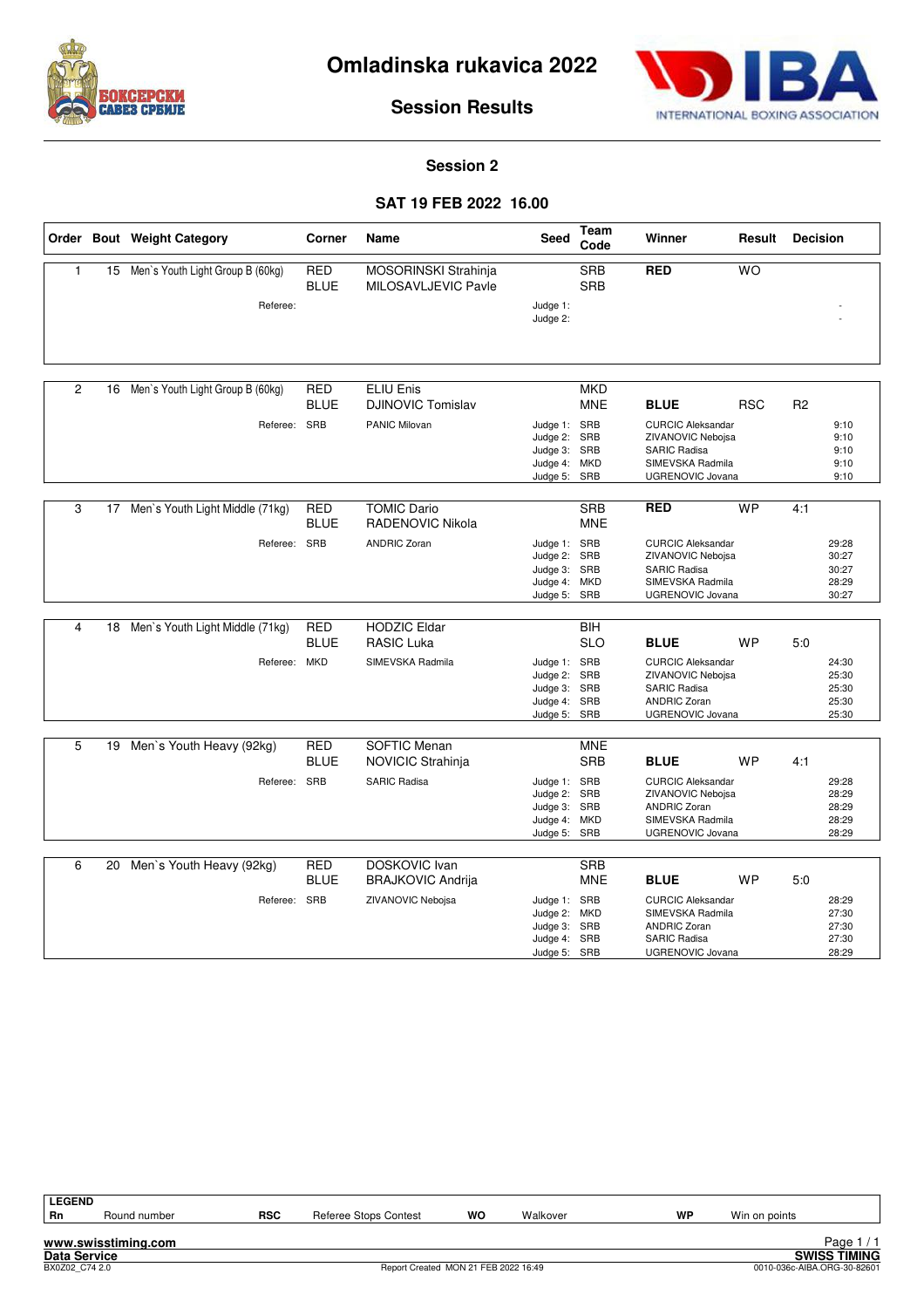# Omladinska rukavica 2022

## Session Results

### Session 2

### SAT 19 FEB 2022 16.00

| Order | Bout | Weight Category | Corner | Name | Seed | Team Code | Winner | Result | Decision |
|---|---|---|---|---|---|---|---|---|---|
| 1 | 15 | Men`s Youth Light Group B (60kg) | RED | MOSORINSKI Strahinja | | SRB | **RED** | WO | |
| | | | BLUE | MILOSAVLJEVIC Pavle | | SRB | | | |
| | | Referee: | | | Judge 1: | | | | - |
| | | | | | Judge 2: | | | | - |
| 2 | 16 | Men`s Youth Light Group B (60kg) | RED | ELIU Enis | | MKD | | | |
| | | | BLUE | DJINOVIC Tomislav | | MNE | **BLUE** | RSC | R2 |
| | | Referee: | SRB | PANIC Milovan | Judge 1: | SRB | CURCIC Aleksandar | | 9:10 |
| | | | | | Judge 2: | SRB | ZIVANOVIC Nebojsa | | 9:10 |
| | | | | | Judge 3: | SRB | SARIC Radisa | | 9:10 |
| | | | | | Judge 4: | MKD | SIMEVSKA Radmila | | 9:10 |
| | | | | | Judge 5: | SRB | UGRENOVIC Jovana | | 9:10 |
| 3 | 17 | Men`s Youth Light Middle (71kg) | RED | TOMIC Dario | | SRB | **RED** | WP | 4:1 |
| | | | BLUE | RADENOVIC Nikola | | MNE | | | |
| | | Referee: | SRB | ANDRIC Zoran | Judge 1: | SRB | CURCIC Aleksandar | | 29:28 |
| | | | | | Judge 2: | SRB | ZIVANOVIC Nebojsa | | 30:27 |
| | | | | | Judge 3: | SRB | SARIC Radisa | | 30:27 |
| | | | | | Judge 4: | MKD | SIMEVSKA Radmila | | 28:29 |
| | | | | | Judge 5: | SRB | UGRENOVIC Jovana | | 30:27 |
| 4 | 18 | Men`s Youth Light Middle (71kg) | RED | HODZIC Eldar | | BIH | | | |
| | | | BLUE | RASIC Luka | | SLO | **BLUE** | WP | 5:0 |
| | | Referee: | MKD | SIMEVSKA Radmila | Judge 1: | SRB | CURCIC Aleksandar | | 24:30 |
| | | | | | Judge 2: | SRB | ZIVANOVIC Nebojsa | | 25:30 |
| | | | | | Judge 3: | SRB | SARIC Radisa | | 25:30 |
| | | | | | Judge 4: | SRB | ANDRIC Zoran | | 25:30 |
| | | | | | Judge 5: | SRB | UGRENOVIC Jovana | | 25:30 |
| 5 | 19 | Men`s Youth Heavy (92kg) | RED | SOFTIC Menan | | MNE | | | |
| | | | BLUE | NOVICIC Strahinja | | SRB | **BLUE** | WP | 4:1 |
| | | Referee: | SRB | SARIC Radisa | Judge 1: | SRB | CURCIC Aleksandar | | 29:28 |
| | | | | | Judge 2: | SRB | ZIVANOVIC Nebojsa | | 28:29 |
| | | | | | Judge 3: | SRB | ANDRIC Zoran | | 28:29 |
| | | | | | Judge 4: | MKD | SIMEVSKA Radmila | | 28:29 |
| | | | | | Judge 5: | SRB | UGRENOVIC Jovana | | 28:29 |
| 6 | 20 | Men`s Youth Heavy (92kg) | RED | DOSKOVIC Ivan | | SRB | | | |
| | | | BLUE | BRAJKOVIC Andrija | | MNE | **BLUE** | WP | 5:0 |
| | | Referee: | SRB | ZIVANOVIC Nebojsa | Judge 1: | SRB | CURCIC Aleksandar | | 28:29 |
| | | | | | Judge 2: | MKD | SIMEVSKA Radmila | | 27:30 |
| | | | | | Judge 3: | SRB | ANDRIC Zoran | | 27:30 |
| | | | | | Judge 4: | SRB | SARIC Radisa | | 27:30 |
| | | | | | Judge 5: | SRB | UGRENOVIC Jovana | | 28:29 |

**LEGEND**

| Rn | Round number | RSC | Referee Stops Contest | WO | Walkover | WP | Win on points |
|---|---|---|---|---|---|---|---|

www.swisstiming.com
Data Service
BX0Z02_C74 2.0
Report Created MON 21 FEB 2022 16:49
SWISS TIMING
0010-036c-AIBA.ORG-30-82601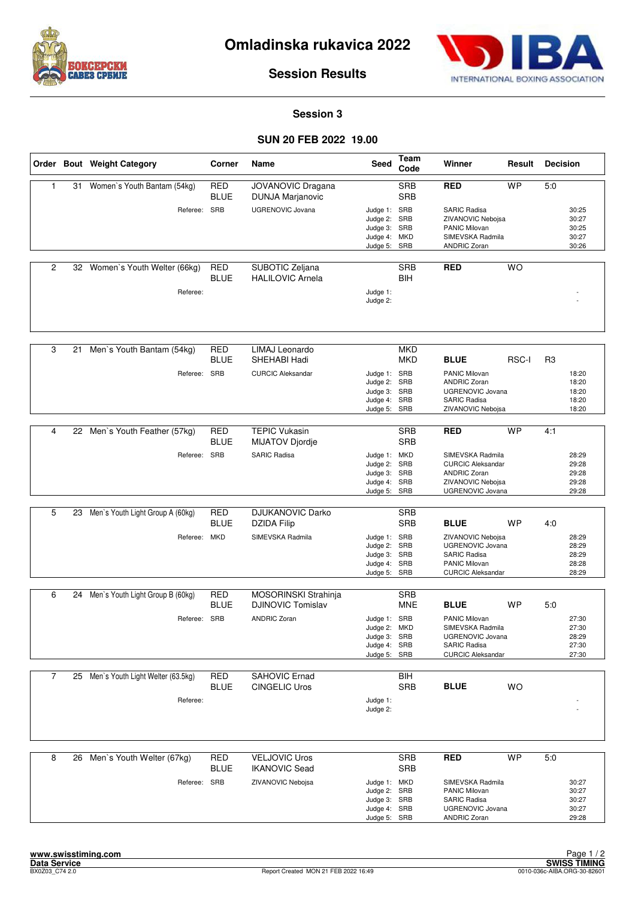# Omladinska rukavica 2022

## Session Results

### Session 3

### SUN 20 FEB 2022 19.00

| Order | Bout | Weight Category | Corner | Name | Seed | Team Code | Winner | Result | Decision |
|---|---|---|---|---|---|---|---|---|---|
| 1 | 31 | Women`s Youth Bantam (54kg) | RED | JOVANOVIC Dragana | | SRB | RED | WP | 5:0 |
| | | | BLUE | DUNJA Marjanovic | | SRB | | | |
| | | Referee: | SRB | UGRENOVIC Jovana | Judge 1: | SRB | SARIC Radisa | | 30:25 |
| | | | | | Judge 2: | SRB | ZIVANOVIC Nebojsa | | 30:27 |
| | | | | | Judge 3: | SRB | PANIC Milovan | | 30:25 |
| | | | | | Judge 4: | MKD | SIMEVSKA Radmila | | 30:27 |
| | | | | | Judge 5: | SRB | ANDRIC Zoran | | 30:26 |
| 2 | 32 | Women`s Youth Welter (66kg) | RED | SUBOTIC Zeljana | | SRB | RED | WO | |
| | | | BLUE | HALILOVIC Arnela | | BIH | | | |
| | | Referee: | | | Judge 1: | | | | - |
| | | | | | Judge 2: | | | | - |
| 3 | 21 | Men`s Youth Bantam (54kg) | RED | LIMAJ Leonardo | | MKD | | | |
| | | | BLUE | SHEHABI Hadi | | MKD | BLUE | RSC-I | R3 |
| | | Referee: | SRB | CURCIC Aleksandar | Judge 1: | SRB | PANIC Milovan | | 18:20 |
| | | | | | Judge 2: | SRB | ANDRIC Zoran | | 18:20 |
| | | | | | Judge 3: | SRB | UGRENOVIC Jovana | | 18:20 |
| | | | | | Judge 4: | SRB | SARIC Radisa | | 18:20 |
| | | | | | Judge 5: | SRB | ZIVANOVIC Nebojsa | | 18:20 |
| 4 | 22 | Men`s Youth Feather (57kg) | RED | TEPIC Vukasin | | SRB | RED | WP | 4:1 |
| | | | BLUE | MIJATOV Djordje | | SRB | | | |
| | | Referee: | SRB | SARIC Radisa | Judge 1: | MKD | SIMEVSKA Radmila | | 28:29 |
| | | | | | Judge 2: | SRB | CURCIC Aleksandar | | 29:28 |
| | | | | | Judge 3: | SRB | ANDRIC Zoran | | 29:28 |
| | | | | | Judge 4: | SRB | ZIVANOVIC Nebojsa | | 29:28 |
| | | | | | Judge 5: | SRB | UGRENOVIC Jovana | | 29:28 |
| 5 | 23 | Men`s Youth Light Group A (60kg) | RED | DJUKANOVIC Darko | | SRB | | | |
| | | | BLUE | DZIDA Filip | | SRB | BLUE | WP | 4:0 |
| | | Referee: | MKD | SIMEVSKA Radmila | Judge 1: | SRB | ZIVANOVIC Nebojsa | | 28:29 |
| | | | | | Judge 2: | SRB | UGRENOVIC Jovana | | 28:29 |
| | | | | | Judge 3: | SRB | SARIC Radisa | | 28:29 |
| | | | | | Judge 4: | SRB | PANIC Milovan | | 28:28 |
| | | | | | Judge 5: | SRB | CURCIC Aleksandar | | 28:29 |
| 6 | 24 | Men`s Youth Light Group B (60kg) | RED | MOSORINSKI Strahinja | | SRB | | | |
| | | | BLUE | DJINOVIC Tomislav | | MNE | BLUE | WP | 5:0 |
| | | Referee: | SRB | ANDRIC Zoran | Judge 1: | SRB | PANIC Milovan | | 27:30 |
| | | | | | Judge 2: | MKD | SIMEVSKA Radmila | | 27:30 |
| | | | | | Judge 3: | SRB | UGRENOVIC Jovana | | 28:29 |
| | | | | | Judge 4: | SRB | SARIC Radisa | | 27:30 |
| | | | | | Judge 5: | SRB | CURCIC Aleksandar | | 27:30 |
| 7 | 25 | Men`s Youth Light Welter (63.5kg) | RED | SAHOVIC Ernad | | BIH | | | |
| | | | BLUE | CINGELIC Uros | | SRB | BLUE | WO | |
| | | Referee: | | | Judge 1: | | | | - |
| | | | | | Judge 2: | | | | - |
| 8 | 26 | Men`s Youth Welter (67kg) | RED | VELJOVIC Uros | | SRB | RED | WP | 5:0 |
| | | | BLUE | IKANOVIC Sead | | SRB | | | |
| | | Referee: | SRB | ZIVANOVIC Nebojsa | Judge 1: | MKD | SIMEVSKA Radmila | | 30:27 |
| | | | | | Judge 2: | SRB | PANIC Milovan | | 30:27 |
| | | | | | Judge 3: | SRB | SARIC Radisa | | 30:27 |
| | | | | | Judge 4: | SRB | UGRENOVIC Jovana | | 30:27 |
| | | | | | Judge 5: | SRB | ANDRIC Zoran | | 29:28 |

www.swisstiming.com
Data Service
BX0Z03_C74 2.0
Report Created MON 21 FEB 2022 16:49
SWISS TIMING
0010-036c-AIBA.ORG-30-82601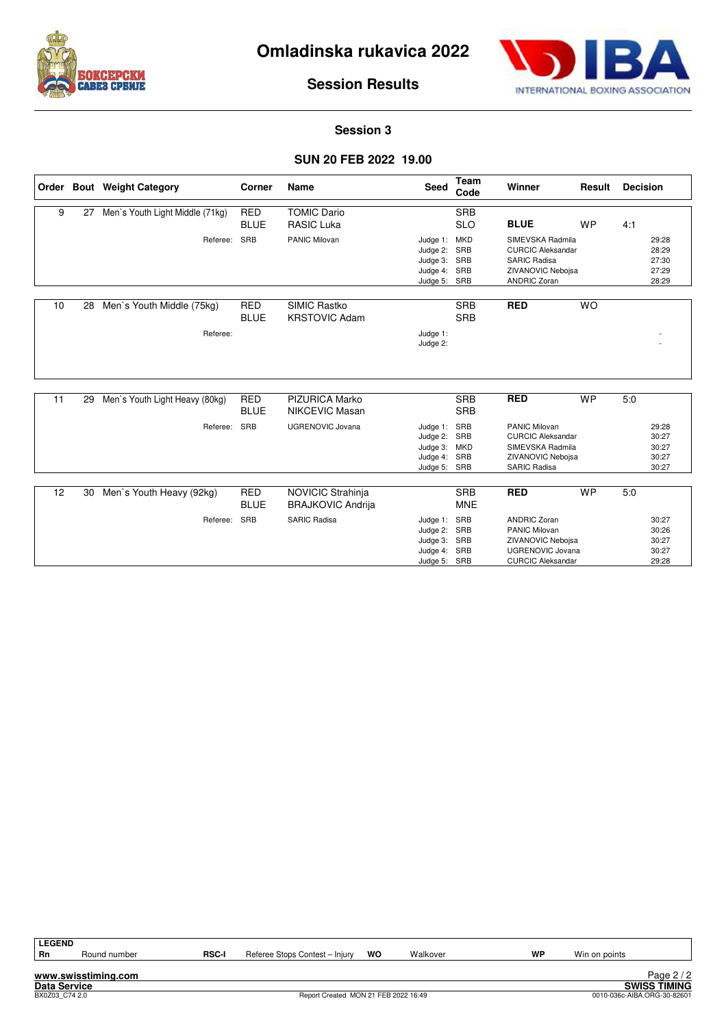# Omladinska rukavica 2022

## Session Results

### Session 3

### SUN 20 FEB 2022 19.00

| Order | Bout | Weight Category | Corner | Name | Seed | Team Code | Winner | Result | Decision |
|---|---|---|---|---|---|---|---|---|---|
| 9 | 27 | Men`s Youth Light Middle (71kg) | RED | TOMIC Dario | | SRB | | | |
| | | | BLUE | RASIC Luka | | SLO | **BLUE** | WP | 4:1 |
| | | Referee: | SRB | PANIC Milovan | Judge 1: | MKD | SIMEVSKA Radmila | | 29:28 |
| | | | | | Judge 2: | SRB | CURCIC Aleksandar | | 28:29 |
| | | | | | Judge 3: | SRB | SARIC Radisa | | 27:30 |
| | | | | | Judge 4: | SRB | ZIVANOVIC Nebojsa | | 27:29 |
| | | | | | Judge 5: | SRB | ANDRIC Zoran | | 28:29 |
| 10 | 28 | Men`s Youth Middle (75kg) | RED | SIMIC Rastko | | SRB | **RED** | WO | |
| | | | BLUE | KRSTOVIC Adam | | SRB | | | |
| | | Referee: | | | Judge 1: | | | | - |
| | | | | | Judge 2: | | | | - |
| 11 | 29 | Men`s Youth Light Heavy (80kg) | RED | PIZURICA Marko | | SRB | **RED** | WP | 5:0 |
| | | | BLUE | NIKCEVIC Masan | | SRB | | | |
| | | Referee: | SRB | UGRENOVIC Jovana | Judge 1: | SRB | PANIC Milovan | | 29:28 |
| | | | | | Judge 2: | SRB | CURCIC Aleksandar | | 30:27 |
| | | | | | Judge 3: | MKD | SIMEVSKA Radmila | | 30:27 |
| | | | | | Judge 4: | SRB | ZIVANOVIC Nebojsa | | 30:27 |
| | | | | | Judge 5: | SRB | SARIC Radisa | | 30:27 |
| 12 | 30 | Men`s Youth Heavy (92kg) | RED | NOVICIC Strahinja | | SRB | **RED** | WP | 5:0 |
| | | | BLUE | BRAJKOVIC Andrija | | MNE | | | |
| | | Referee: | SRB | SARIC Radisa | Judge 1: | SRB | ANDRIC Zoran | | 30:27 |
| | | | | | Judge 2: | SRB | PANIC Milovan | | 30:26 |
| | | | | | Judge 3: | SRB | ZIVANOVIC Nebojsa | | 30:27 |
| | | | | | Judge 4: | SRB | UGRENOVIC Jovana | | 30:27 |
| | | | | | Judge 5: | SRB | CURCIC Aleksandar | | 29:28 |

| LEGEND | | | | | | | |
|---|---|---|---|---|---|---|---|
| Rn | Round number | RSC-I | Referee Stops Contest – Injury | WO | Walkover | WP | Win on points |

www.swisstiming.com
Data Service
BX0Z03_C74 2.0 — Report Created MON 21 FEB 2022 16:49 — SWISS TIMING — 0010-036c-AIBA.ORG-30-82601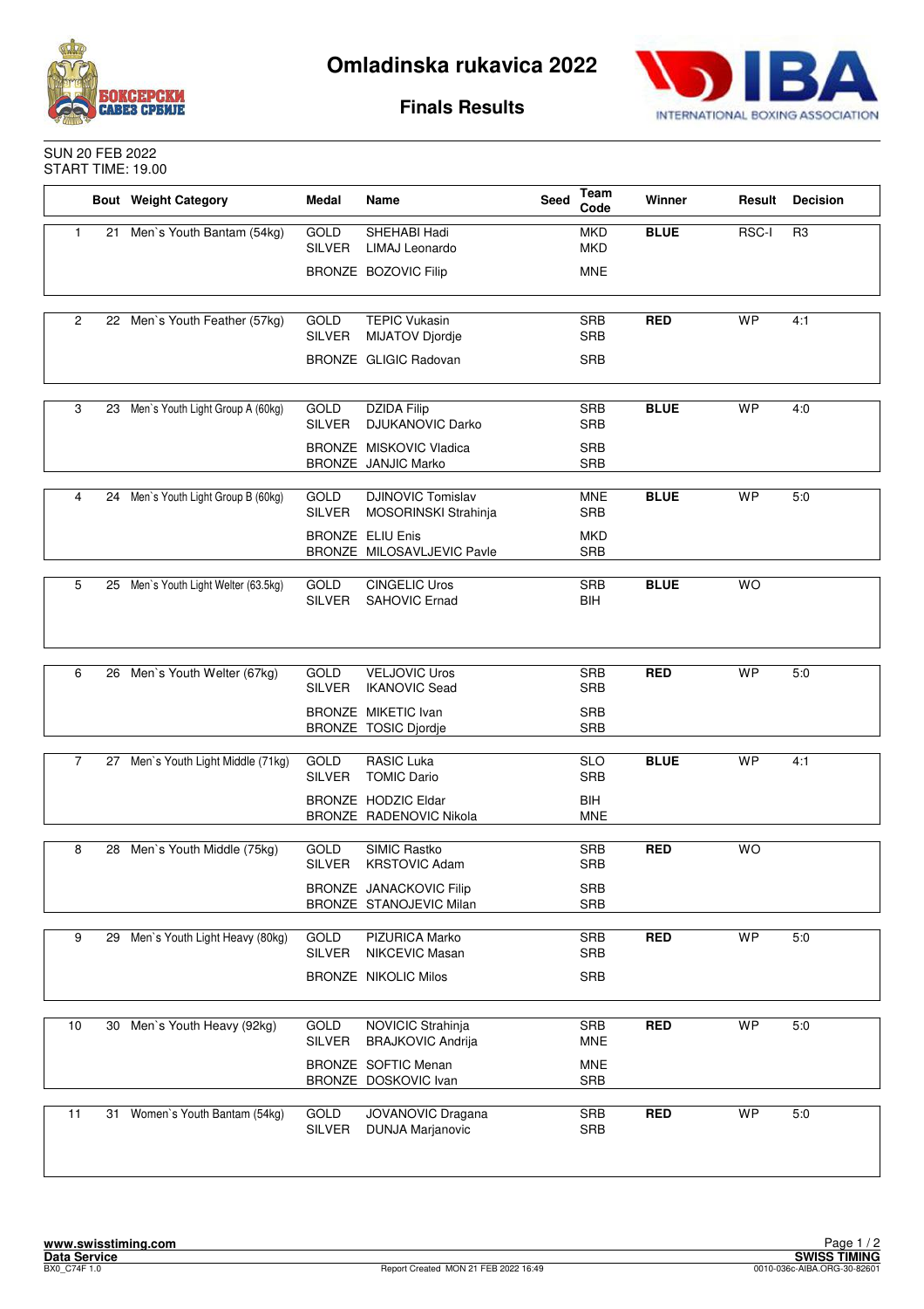# Omladinska rukavica 2022

## Finals Results

SUN 20 FEB 2022
START TIME: 19.00

| | Bout | Weight Category | Medal | Name | Seed | Team Code | Winner | Result | Decision |
|---|---|---|---|---|---|---|---|---|---|
| 1 | 21 | Men`s Youth Bantam (54kg) | GOLD | SHEHABI Hadi | | MKD | **BLUE** | RSC-I | R3 |
| | | | SILVER | LIMAJ Leonardo | | MKD | | | |
| | | | BRONZE | BOZOVIC Filip | | MNE | | | |
| 2 | 22 | Men`s Youth Feather (57kg) | GOLD | TEPIC Vukasin | | SRB | **RED** | WP | 4:1 |
| | | | SILVER | MIJATOV Djordje | | SRB | | | |
| | | | BRONZE | GLIGIC Radovan | | SRB | | | |
| 3 | 23 | Men`s Youth Light Group A (60kg) | GOLD | DZIDA Filip | | SRB | **BLUE** | WP | 4:0 |
| | | | SILVER | DJUKANOVIC Darko | | SRB | | | |
| | | | BRONZE | MISKOVIC Vladica | | SRB | | | |
| | | | BRONZE | JANJIC Marko | | SRB | | | |
| 4 | 24 | Men`s Youth Light Group B (60kg) | GOLD | DJINOVIC Tomislav | | MNE | **BLUE** | WP | 5:0 |
| | | | SILVER | MOSORINSKI Strahinja | | SRB | | | |
| | | | BRONZE | ELIU Enis | | MKD | | | |
| | | | BRONZE | MILOSAVLJEVIC Pavle | | SRB | | | |
| 5 | 25 | Men`s Youth Light Welter (63.5kg) | GOLD | CINGELIC Uros | | SRB | **BLUE** | WO | |
| | | | SILVER | SAHOVIC Ernad | | BIH | | | |
| 6 | 26 | Men`s Youth Welter (67kg) | GOLD | VELJOVIC Uros | | SRB | **RED** | WP | 5:0 |
| | | | SILVER | IKANOVIC Sead | | SRB | | | |
| | | | BRONZE | MIKETIC Ivan | | SRB | | | |
| | | | BRONZE | TOSIC Djordje | | SRB | | | |
| 7 | 27 | Men`s Youth Light Middle (71kg) | GOLD | RASIC Luka | | SLO | **BLUE** | WP | 4:1 |
| | | | SILVER | TOMIC Dario | | SRB | | | |
| | | | BRONZE | HODZIC Eldar | | BIH | | | |
| | | | BRONZE | RADENOVIC Nikola | | MNE | | | |
| 8 | 28 | Men`s Youth Middle (75kg) | GOLD | SIMIC Rastko | | SRB | **RED** | WO | |
| | | | SILVER | KRSTOVIC Adam | | SRB | | | |
| | | | BRONZE | JANACKOVIC Filip | | SRB | | | |
| | | | BRONZE | STANOJEVIC Milan | | SRB | | | |
| 9 | 29 | Men`s Youth Light Heavy (80kg) | GOLD | PIZURICA Marko | | SRB | **RED** | WP | 5:0 |
| | | | SILVER | NIKCEVIC Masan | | SRB | | | |
| | | | BRONZE | NIKOLIC Milos | | SRB | | | |
| 10 | 30 | Men`s Youth Heavy (92kg) | GOLD | NOVICIC Strahinja | | SRB | **RED** | WP | 5:0 |
| | | | SILVER | BRAJKOVIC Andrija | | MNE | | | |
| | | | BRONZE | SOFTIC Menan | | MNE | | | |
| | | | BRONZE | DOSKOVIC Ivan | | SRB | | | |
| 11 | 31 | Women`s Youth Bantam (54kg) | GOLD | JOVANOVIC Dragana | | SRB | **RED** | WP | 5:0 |
| | | | SILVER | DUNJA Marjanovic | | SRB | | | |

www.swisstiming.com
Data Service
BX0_C74F 1.0
Report Created MON 21 FEB 2022 16:49
SWISS TIMING
0010-036c-AIBA.ORG-30-82601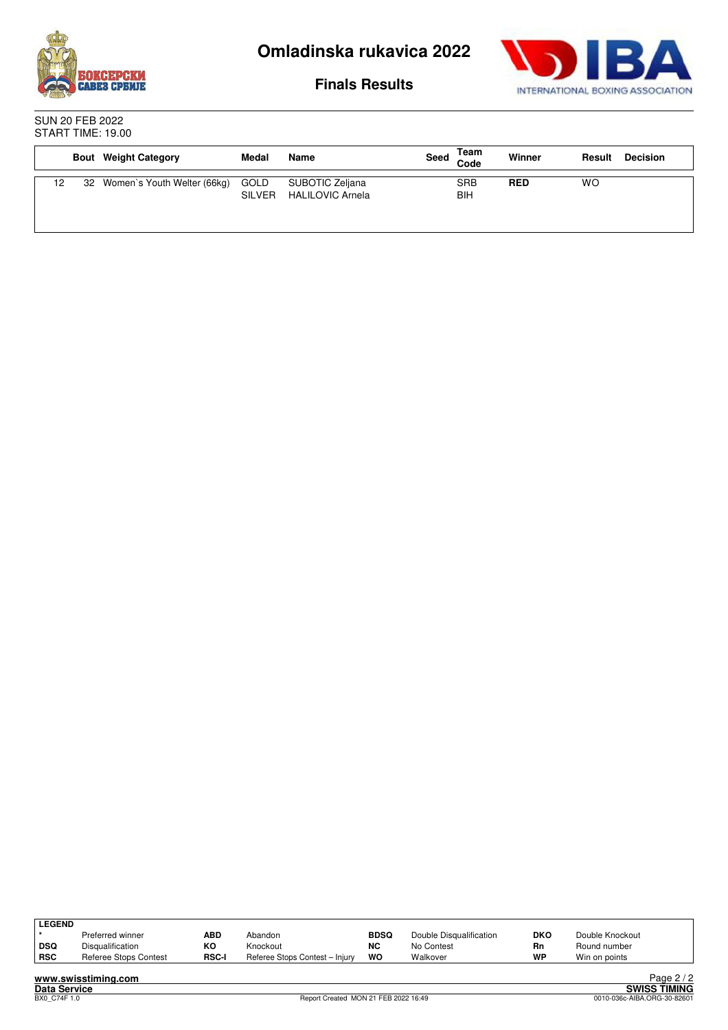# Omladinska rukavica 2022

## Finals Results

SUN 20 FEB 2022
START TIME: 19.00

| | Bout | Weight Category | Medal | Name | Seed | Team Code | Winner | Result | Decision |
|---|---|---|---|---|---|---|---|---|---|
| 12 | 32 | Women`s Youth Welter (66kg) | GOLD | SUBOTIC Zeljana | | SRB | **RED** | WO | |
| | | | SILVER | HALILOVIC Arnela | | BIH | | | |

| LEGEND | | | | | | | |
|---|---|---|---|---|---|---|---|
| * | Preferred winner | **ABD** | Abandon | **BDSQ** | Double Disqualification | **DKO** | Double Knockout |
| **DSQ** | Disqualification | **KO** | Knockout | **NC** | No Contest | **Rn** | Round number |
| **RSC** | Referee Stops Contest | **RSC-I** | Referee Stops Contest – Injury | **WO** | Walkover | **WP** | Win on points |

www.swisstiming.com
Data Service
BX0_C74F 1.0
Report Created MON 21 FEB 2022 16:49
SWISS TIMING
0010-036c-AIBA.ORG-30-82601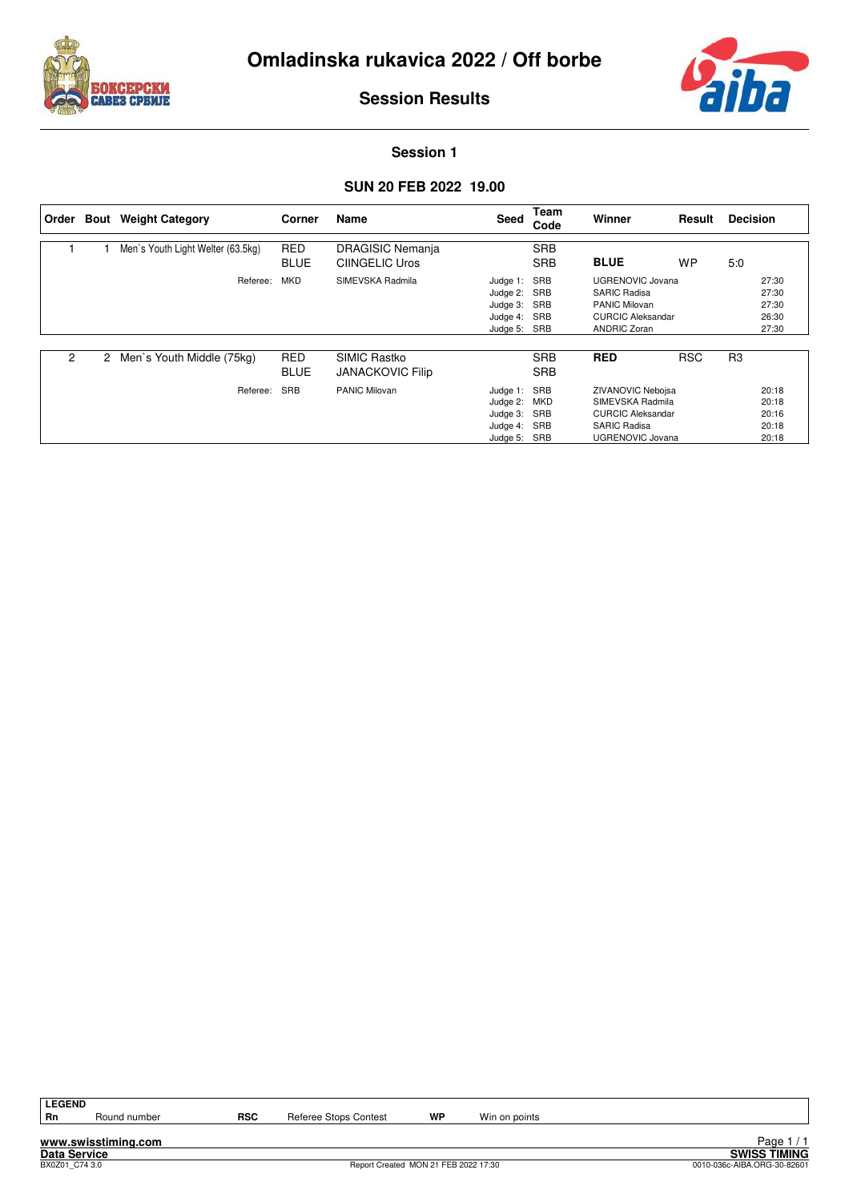# Omladinska rukavica 2022 / Off borbe

## Session Results

### Session 1

### SUN 20 FEB 2022 19.00

| Order | Bout | Weight Category | Corner | Name | Seed | Team Code | Winner | Result | Decision |
|---|---|---|---|---|---|---|---|---|---|
| 1 | 1 | Men`s Youth Light Welter (63.5kg) | RED | DRAGISIC Nemanja | | SRB | | | |
| | | | BLUE | CIINGELIC Uros | | SRB | **BLUE** | WP | 5:0 |
| | | Referee: | MKD | SIMEVSKA Radmila | Judge 1: | SRB | UGRENOVIC Jovana | | 27:30 |
| | | | | | Judge 2: | SRB | SARIC Radisa | | 27:30 |
| | | | | | Judge 3: | SRB | PANIC Milovan | | 27:30 |
| | | | | | Judge 4: | SRB | CURCIC Aleksandar | | 26:30 |
| | | | | | Judge 5: | SRB | ANDRIC Zoran | | 27:30 |
| 2 | 2 | Men`s Youth Middle (75kg) | RED | SIMIC Rastko | | SRB | **RED** | RSC | R3 |
| | | | BLUE | JANACKOVIC Filip | | SRB | | | |
| | | Referee: | SRB | PANIC Milovan | Judge 1: | SRB | ZIVANOVIC Nebojsa | | 20:18 |
| | | | | | Judge 2: | MKD | SIMEVSKA Radmila | | 20:18 |
| | | | | | Judge 3: | SRB | CURCIC Aleksandar | | 20:16 |
| | | | | | Judge 4: | SRB | SARIC Radisa | | 20:18 |
| | | | | | Judge 5: | SRB | UGRENOVIC Jovana | | 20:18 |

**LEGEND**

| | | | | | |
|---|---|---|---|---|---|
| **Rn** | Round number | **RSC** | Referee Stops Contest | **WP** | Win on points |

www.swisstiming.com
Data Service
BX0Z01_C74 3.0 — Report Created MON 21 FEB 2022 17:30 — SWISS TIMING — 0010-036c-AIBA.ORG-30-82601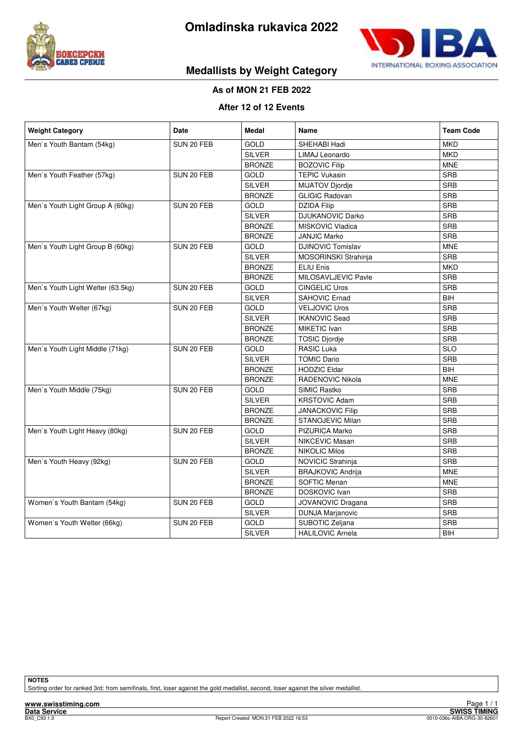# Omladinska rukavica 2022

## Medallists by Weight Category

**As of MON 21 FEB 2022**

**After 12 of 12 Events**

| Weight Category | Date | Medal | Name | Team Code |
|---|---|---|---|---|
| Men`s Youth Bantam (54kg) | SUN 20 FEB | GOLD | SHEHABI Hadi | MKD |
| | | SILVER | LIMAJ Leonardo | MKD |
| | | BRONZE | BOZOVIC Filip | MNE |
| Men`s Youth Feather (57kg) | SUN 20 FEB | GOLD | TEPIC Vukasin | SRB |
| | | SILVER | MIJATOV Djordje | SRB |
| | | BRONZE | GLIGIC Radovan | SRB |
| Men`s Youth Light Group A (60kg) | SUN 20 FEB | GOLD | DZIDA Filip | SRB |
| | | SILVER | DJUKANOVIC Darko | SRB |
| | | BRONZE | MISKOVIC Vladica | SRB |
| | | BRONZE | JANJIC Marko | SRB |
| Men`s Youth Light Group B (60kg) | SUN 20 FEB | GOLD | DJINOVIC Tomislav | MNE |
| | | SILVER | MOSORINSKI Strahinja | SRB |
| | | BRONZE | ELIU Enis | MKD |
| | | BRONZE | MILOSAVLJEVIC Pavle | SRB |
| Men`s Youth Light Welter (63.5kg) | SUN 20 FEB | GOLD | CINGELIC Uros | SRB |
| | | SILVER | SAHOVIC Ernad | BIH |
| Men`s Youth Welter (67kg) | SUN 20 FEB | GOLD | VELJOVIC Uros | SRB |
| | | SILVER | IKANOVIC Sead | SRB |
| | | BRONZE | MIKETIC Ivan | SRB |
| | | BRONZE | TOSIC Djordje | SRB |
| Men`s Youth Light Middle (71kg) | SUN 20 FEB | GOLD | RASIC Luka | SLO |
| | | SILVER | TOMIC Dario | SRB |
| | | BRONZE | HODZIC Eldar | BIH |
| | | BRONZE | RADENOVIC Nikola | MNE |
| Men`s Youth Middle (75kg) | SUN 20 FEB | GOLD | SIMIC Rastko | SRB |
| | | SILVER | KRSTOVIC Adam | SRB |
| | | BRONZE | JANACKOVIC Filip | SRB |
| | | BRONZE | STANOJEVIC Milan | SRB |
| Men`s Youth Light Heavy (80kg) | SUN 20 FEB | GOLD | PIZURICA Marko | SRB |
| | | SILVER | NIKCEVIC Masan | SRB |
| | | BRONZE | NIKOLIC Milos | SRB |
| Men`s Youth Heavy (92kg) | SUN 20 FEB | GOLD | NOVICIC Strahinja | SRB |
| | | SILVER | BRAJKOVIC Andrija | MNE |
| | | BRONZE | SOFTIC Menan | MNE |
| | | BRONZE | DOSKOVIC Ivan | SRB |
| Women`s Youth Bantam (54kg) | SUN 20 FEB | GOLD | JOVANOVIC Dragana | SRB |
| | | SILVER | DUNJA Marjanovic | SRB |
| Women`s Youth Welter (66kg) | SUN 20 FEB | GOLD | SUBOTIC Zeljana | SRB |
| | | SILVER | HALILOVIC Arnela | BIH |

**NOTES**

Sorting order for ranked 3rd: from semifinals, first, loser against the gold medallist, second, loser against the silver medallist.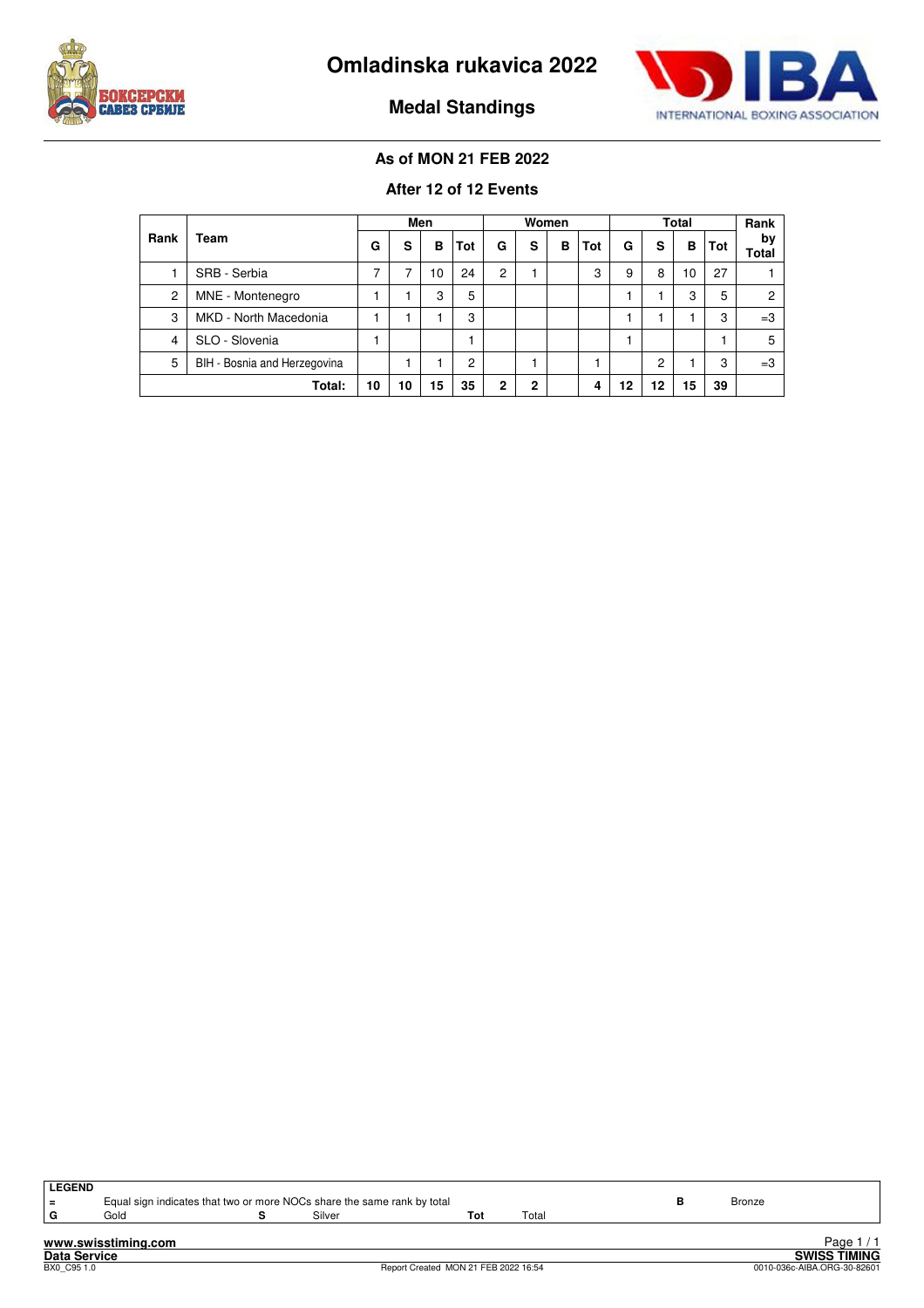# Omladinska rukavica 2022

## Medal Standings

### As of MON 21 FEB 2022

### After 12 of 12 Events

| Rank | Team | Men | | | | Women | | | | Total | | | | Rank by Total |
|---|---|---|---|---|---|---|---|---|---|---|---|---|---|---|
| | | G | S | B | Tot | G | S | B | Tot | G | S | B | Tot | |
| 1 | SRB - Serbia | 7 | 7 | 10 | 24 | 2 | 1 | | 3 | 9 | 8 | 10 | 27 | 1 |
| 2 | MNE - Montenegro | 1 | 1 | 3 | 5 | | | | | 1 | 1 | 3 | 5 | 2 |
| 3 | MKD - North Macedonia | 1 | 1 | 1 | 3 | | | | | 1 | 1 | 1 | 3 | =3 |
| 4 | SLO - Slovenia | 1 | | | 1 | | | | | 1 | | | 1 | 5 |
| 5 | BIH - Bosnia and Herzegovina | | 1 | 1 | 2 | | 1 | | 1 | | 2 | 1 | 3 | =3 |
| | **Total:** | **10** | **10** | **15** | **35** | **2** | **2** | | **4** | **12** | **12** | **15** | **39** | |

**LEGEND**

| | | | | | | | |
|---|---|---|---|---|---|---|---|
| = | Equal sign indicates that two or more NOCs share the same rank by total | | | | | B | Bronze |
| G | Gold | S | Silver | Tot | Total | | |

www.swisstiming.com
Data Service
BX0_C95 1.0
Report Created MON 21 FEB 2022 16:54
SWISS TIMING
0010-036c-AIBA.ORG-30-82601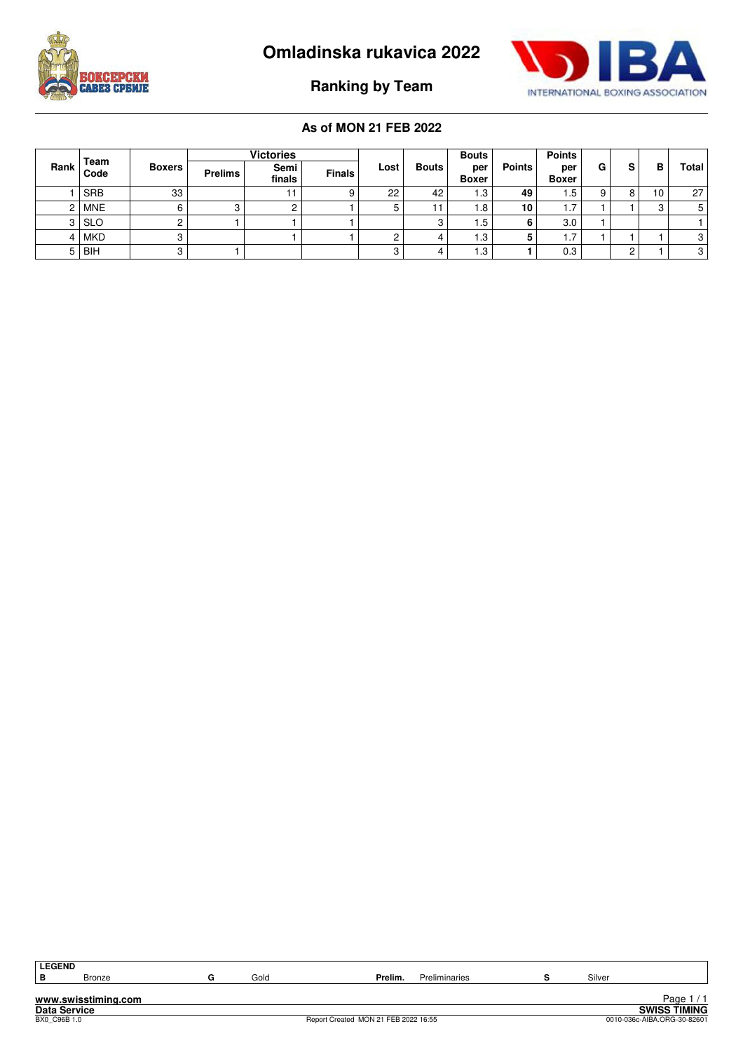# Omladinska rukavica 2022

## Ranking by Team

### As of MON 21 FEB 2022

| Rank | Team Code | Boxers | Victories | | | Lost | Bouts | Bouts per Boxer | Points | Points per Boxer | G | S | B | Total |
|---|---|---|---|---|---|---|---|---|---|---|---|---|---|---|
| | | | Prelims | Semi finals | Finals | | | | | | | | | |
| 1 | SRB | 33 | | 11 | 9 | 22 | 42 | 1.3 | **49** | 1.5 | 9 | 8 | 10 | 27 |
| 2 | MNE | 6 | 3 | 2 | 1 | 5 | 11 | 1.8 | **10** | 1.7 | 1 | 1 | 3 | 5 |
| 3 | SLO | 2 | 1 | 1 | 1 | | 3 | 1.5 | **6** | 3.0 | 1 | | | 1 |
| 4 | MKD | 3 | | 1 | 1 | 2 | 4 | 1.3 | **5** | 1.7 | 1 | 1 | 1 | 3 |
| 5 | BIH | 3 | 1 | | | 3 | 4 | 1.3 | **1** | 0.3 | | 2 | 1 | 3 |

| LEGEND | | | | | | | |
|---|---|---|---|---|---|---|---|
| B | Bronze | G | Gold | Prelim. | Preliminaries | S | Silver |

www.swisstiming.com
Data Service
BX0_C96B 1.0 Report Created MON 21 FEB 2022 16:55
SWISS TIMING
0010-036c-AIBA.ORG-30-82601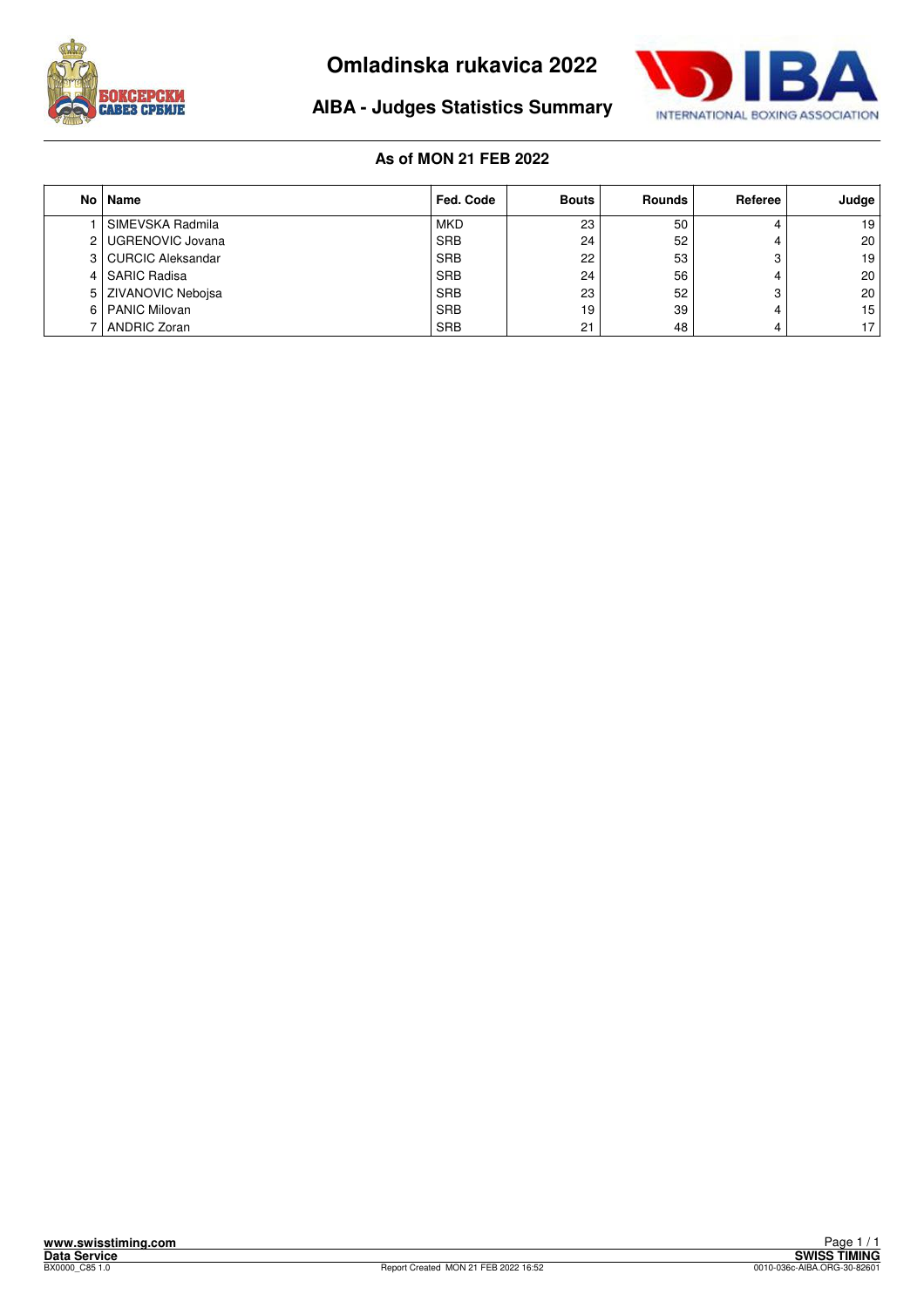# Omladinska rukavica 2022

## AIBA - Judges Statistics Summary

**As of MON 21 FEB 2022**

| No | Name | Fed. Code | Bouts | Rounds | Referee | Judge |
|---|---|---|---|---|---|---|
| 1 | SIMEVSKA Radmila | MKD | 23 | 50 | 4 | 19 |
| 2 | UGRENOVIC Jovana | SRB | 24 | 52 | 4 | 20 |
| 3 | CURCIC Aleksandar | SRB | 22 | 53 | 3 | 19 |
| 4 | SARIC Radisa | SRB | 24 | 56 | 4 | 20 |
| 5 | ZIVANOVIC Nebojsa | SRB | 23 | 52 | 3 | 20 |
| 6 | PANIC Milovan | SRB | 19 | 39 | 4 | 15 |
| 7 | ANDRIC Zoran | SRB | 21 | 48 | 4 | 17 |

www.swisstiming.com
Data Service
BX0000_C85 1.0

Report Created MON 21 FEB 2022 16:52

SWISS TIMING
0010-036c-AIBA.ORG-30-82601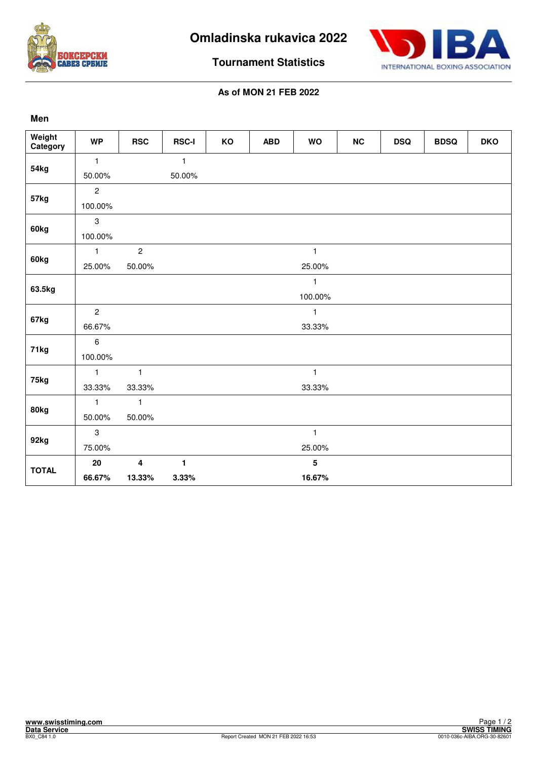# Omladinska rukavica 2022

## Tournament Statistics

**As of MON 21 FEB 2022**

**Men**

| Weight Category | WP | RSC | RSC-I | KO | ABD | WO | NC | DSQ | BDSQ | DKO |
|---|---|---|---|---|---|---|---|---|---|---|
| 54kg | 1<br>50.00% | | 1<br>50.00% | | | | | | | |
| 57kg | 2<br>100.00% | | | | | | | | | |
| 60kg | 3<br>100.00% | | | | | | | | | |
| 60kg | 1<br>25.00% | 2<br>50.00% | | | | 1<br>25.00% | | | | |
| 63.5kg | | | | | | 1<br>100.00% | | | | |
| 67kg | 2<br>66.67% | | | | | 1<br>33.33% | | | | |
| 71kg | 6<br>100.00% | | | | | | | | | |
| 75kg | 1<br>33.33% | 1<br>33.33% | | | | 1<br>33.33% | | | | |
| 80kg | 1<br>50.00% | 1<br>50.00% | | | | | | | | |
| 92kg | 3<br>75.00% | | | | | 1<br>25.00% | | | | |
| **TOTAL** | **20**<br>**66.67%** | **4**<br>**13.33%** | **1**<br>**3.33%** | | | **5**<br>**16.67%** | | | | |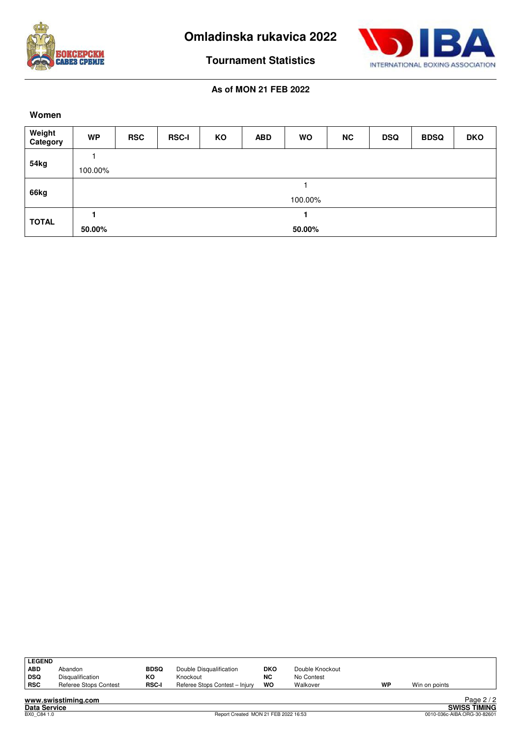# Omladinska rukavica 2022

## Tournament Statistics

**As of MON 21 FEB 2022**

### Women

| Weight Category | WP | RSC | RSC-I | KO | ABD | WO | NC | DSQ | BDSQ | DKO |
|---|---|---|---|---|---|---|---|---|---|---|
| 54kg | 1<br>100.00% | | | | | | | | | |
| 66kg | | | | | | 1<br>100.00% | | | | |
| **TOTAL** | **1**<br>**50.00%** | | | | | **1**<br>**50.00%** | | | | |

| LEGEND | | | | | | | |
|---|---|---|---|---|---|---|---|
| **ABD** | Abandon | **BDSQ** | Double Disqualification | **DKO** | Double Knockout | | |
| **DSQ** | Disqualification | **KO** | Knockout | **NC** | No Contest | | |
| **RSC** | Referee Stops Contest | **RSC-I** | Referee Stops Contest – Injury | **WO** | Walkover | **WP** | Win on points |

Report Created MON 21 FEB 2022 16:53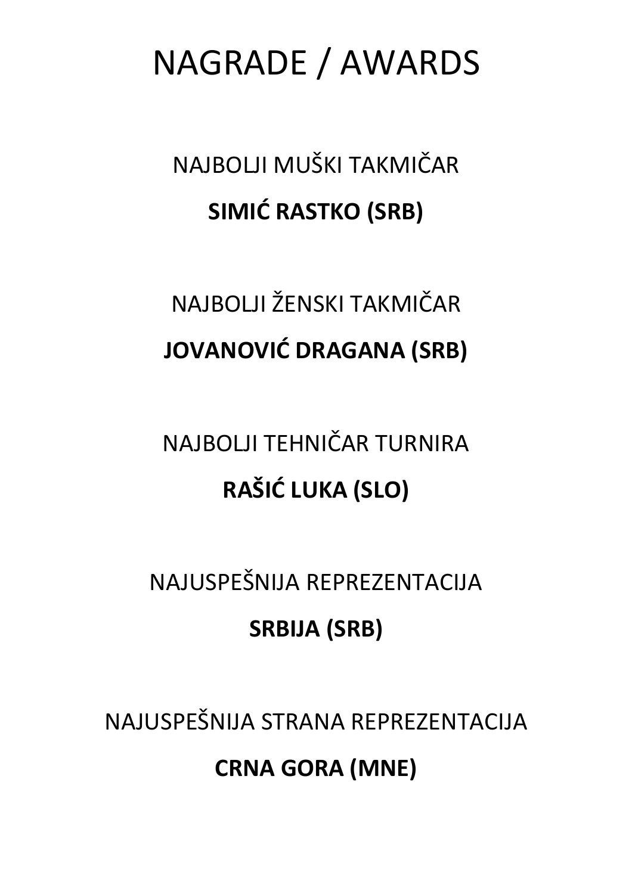# NAGRADE / AWARDS

NAJBOLJI MUŠKI TAKMIČAR

**SIMIĆ RASTKO (SRB)**

NAJBOLJI ŽENSKI TAKMIČAR

**JOVANOVIĆ DRAGANA (SRB)**

NAJBOLJI TEHNIČAR TURNIRA

**RAŠIĆ LUKA (SLO)**

NAJUSPEŠNIJA REPREZENTACIJA

**SRBIJA (SRB)**

NAJUSPEŠNIJA STRANA REPREZENTACIJA

**CRNA GORA (MNE)**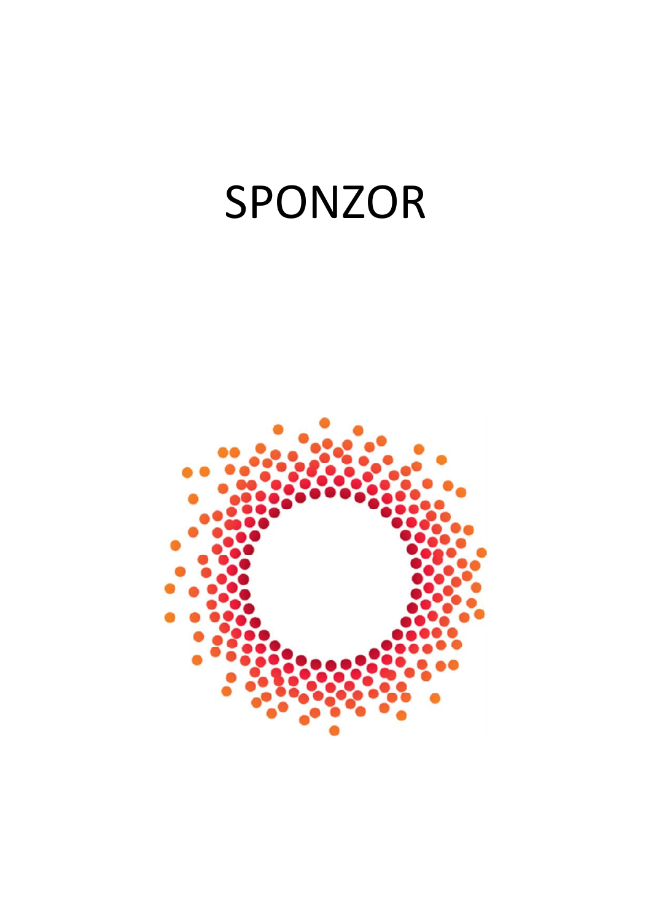# SPONZOR